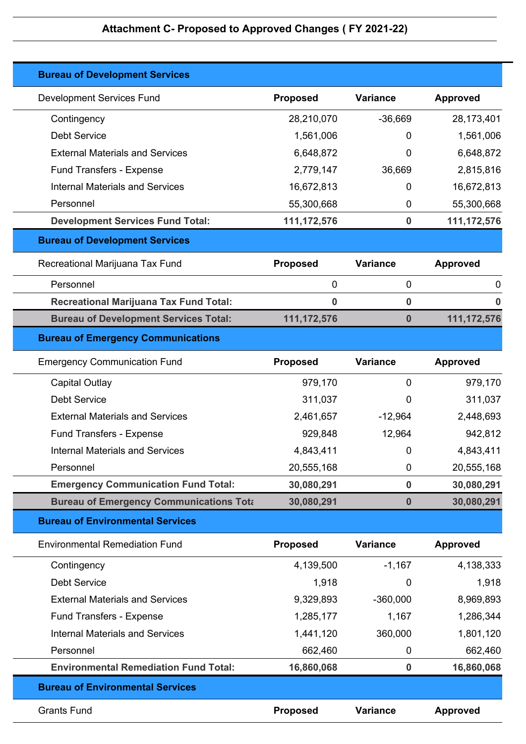## Attachment C- Proposed to Approved Changes ( FY 2021-22)

### Bureau of Development Services

| Development Services Fund | Proposed | Variance | Approved |
|---|---|---|---|
| Contingency | 28,210,070 | -36,669 | 28,173,401 |
| Debt Service | 1,561,006 | 0 | 1,561,006 |
| External Materials and Services | 6,648,872 | 0 | 6,648,872 |
| Fund Transfers - Expense | 2,779,147 | 36,669 | 2,815,816 |
| Internal Materials and Services | 16,672,813 | 0 | 16,672,813 |
| Personnel | 55,300,668 | 0 | 55,300,668 |
| **Development Services Fund Total:** | **111,172,576** | **0** | **111,172,576** |

### Bureau of Development Services

| Recreational Marijuana Tax Fund | Proposed | Variance | Approved |
|---|---|---|---|
| Personnel | 0 | 0 | 0 |
| **Recreational Marijuana Tax Fund Total:** | **0** | **0** | **0** |
| **Bureau of Development Services Total:** | **111,172,576** | **0** | **111,172,576** |

### Bureau of Emergency Communications

| Emergency Communication Fund | Proposed | Variance | Approved |
|---|---|---|---|
| Capital Outlay | 979,170 | 0 | 979,170 |
| Debt Service | 311,037 | 0 | 311,037 |
| External Materials and Services | 2,461,657 | -12,964 | 2,448,693 |
| Fund Transfers - Expense | 929,848 | 12,964 | 942,812 |
| Internal Materials and Services | 4,843,411 | 0 | 4,843,411 |
| Personnel | 20,555,168 | 0 | 20,555,168 |
| **Emergency Communication Fund Total:** | **30,080,291** | **0** | **30,080,291** |
| **Bureau of Emergency Communications Tota** | **30,080,291** | **0** | **30,080,291** |

### Bureau of Environmental Services

| Environmental Remediation Fund | Proposed | Variance | Approved |
|---|---|---|---|
| Contingency | 4,139,500 | -1,167 | 4,138,333 |
| Debt Service | 1,918 | 0 | 1,918 |
| External Materials and Services | 9,329,893 | -360,000 | 8,969,893 |
| Fund Transfers - Expense | 1,285,177 | 1,167 | 1,286,344 |
| Internal Materials and Services | 1,441,120 | 360,000 | 1,801,120 |
| Personnel | 662,460 | 0 | 662,460 |
| **Environmental Remediation Fund Total:** | **16,860,068** | **0** | **16,860,068** |

### Bureau of Environmental Services

| Grants Fund | Proposed | Variance | Approved |
|---|---|---|---|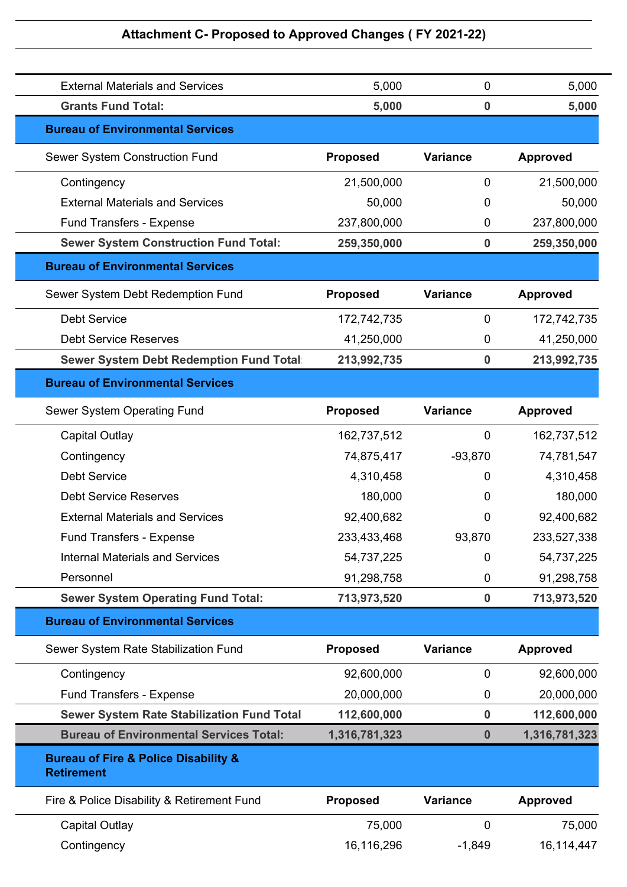## Attachment C- Proposed to Approved Changes ( FY 2021-22)

| | Proposed | Variance | Approved |
|---|---|---|---|
| External Materials and Services | 5,000 | 0 | 5,000 |
| **Grants Fund Total:** | **5,000** | **0** | **5,000** |

**Bureau of Environmental Services**

| Sewer System Construction Fund | Proposed | Variance | Approved |
|---|---|---|---|
| Contingency | 21,500,000 | 0 | 21,500,000 |
| External Materials and Services | 50,000 | 0 | 50,000 |
| Fund Transfers - Expense | 237,800,000 | 0 | 237,800,000 |
| **Sewer System Construction Fund Total:** | **259,350,000** | **0** | **259,350,000** |

**Bureau of Environmental Services**

| Sewer System Debt Redemption Fund | Proposed | Variance | Approved |
|---|---|---|---|
| Debt Service | 172,742,735 | 0 | 172,742,735 |
| Debt Service Reserves | 41,250,000 | 0 | 41,250,000 |
| **Sewer System Debt Redemption Fund Total:** | **213,992,735** | **0** | **213,992,735** |

**Bureau of Environmental Services**

| Sewer System Operating Fund | Proposed | Variance | Approved |
|---|---|---|---|
| Capital Outlay | 162,737,512 | 0 | 162,737,512 |
| Contingency | 74,875,417 | -93,870 | 74,781,547 |
| Debt Service | 4,310,458 | 0 | 4,310,458 |
| Debt Service Reserves | 180,000 | 0 | 180,000 |
| External Materials and Services | 92,400,682 | 0 | 92,400,682 |
| Fund Transfers - Expense | 233,433,468 | 93,870 | 233,527,338 |
| Internal Materials and Services | 54,737,225 | 0 | 54,737,225 |
| Personnel | 91,298,758 | 0 | 91,298,758 |
| **Sewer System Operating Fund Total:** | **713,973,520** | **0** | **713,973,520** |

**Bureau of Environmental Services**

| Sewer System Rate Stabilization Fund | Proposed | Variance | Approved |
|---|---|---|---|
| Contingency | 92,600,000 | 0 | 92,600,000 |
| Fund Transfers - Expense | 20,000,000 | 0 | 20,000,000 |
| **Sewer System Rate Stabilization Fund Total** | **112,600,000** | **0** | **112,600,000** |
| **Bureau of Environmental Services Total:** | **1,316,781,323** | **0** | **1,316,781,323** |

**Bureau of Fire & Police Disability & Retirement**

| Fire & Police Disability & Retirement Fund | Proposed | Variance | Approved |
|---|---|---|---|
| Capital Outlay | 75,000 | 0 | 75,000 |
| Contingency | 16,116,296 | -1,849 | 16,114,447 |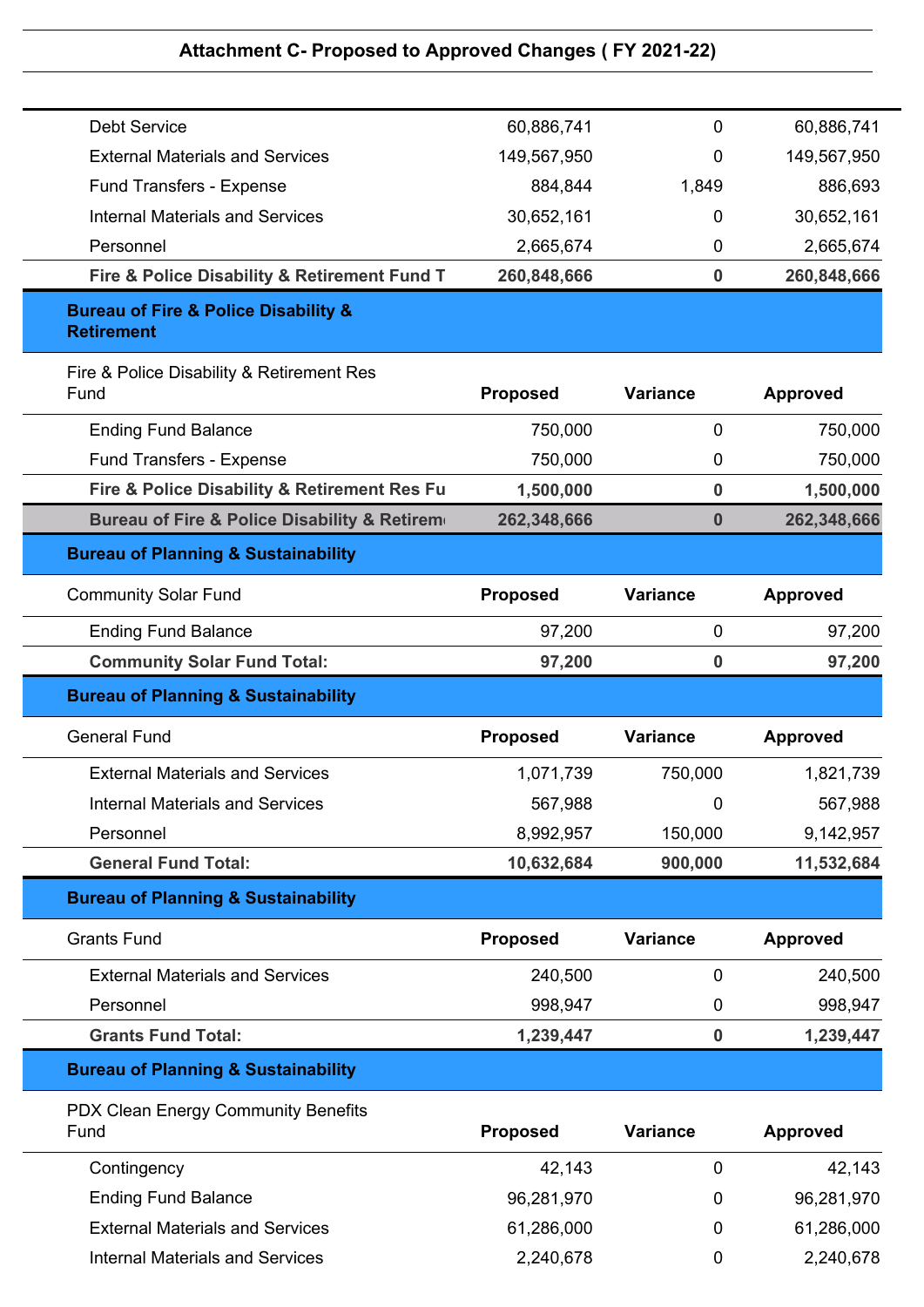### Attachment C- Proposed to Approved Changes ( FY 2021-22)

| | | | |
|---|---|---|---|
| Debt Service | 60,886,741 | 0 | 60,886,741 |
| External Materials and Services | 149,567,950 | 0 | 149,567,950 |
| Fund Transfers - Expense | 884,844 | 1,849 | 886,693 |
| Internal Materials and Services | 30,652,161 | 0 | 30,652,161 |
| Personnel | 2,665,674 | 0 | 2,665,674 |
| **Fire & Police Disability & Retirement Fund T** | **260,848,666** | **0** | **260,848,666** |

**Bureau of Fire & Police Disability & Retirement**

| Fire & Police Disability & Retirement Res Fund | Proposed | Variance | Approved |
|---|---|---|---|
| Ending Fund Balance | 750,000 | 0 | 750,000 |
| Fund Transfers - Expense | 750,000 | 0 | 750,000 |
| **Fire & Police Disability & Retirement Res Fu** | **1,500,000** | **0** | **1,500,000** |
| **Bureau of Fire & Police Disability & Retireme** | **262,348,666** | **0** | **262,348,666** |

**Bureau of Planning & Sustainability**

| Community Solar Fund | Proposed | Variance | Approved |
|---|---|---|---|
| Ending Fund Balance | 97,200 | 0 | 97,200 |
| **Community Solar Fund Total:** | **97,200** | **0** | **97,200** |

**Bureau of Planning & Sustainability**

| General Fund | Proposed | Variance | Approved |
|---|---|---|---|
| External Materials and Services | 1,071,739 | 750,000 | 1,821,739 |
| Internal Materials and Services | 567,988 | 0 | 567,988 |
| Personnel | 8,992,957 | 150,000 | 9,142,957 |
| **General Fund Total:** | **10,632,684** | **900,000** | **11,532,684** |

**Bureau of Planning & Sustainability**

| Grants Fund | Proposed | Variance | Approved |
|---|---|---|---|
| External Materials and Services | 240,500 | 0 | 240,500 |
| Personnel | 998,947 | 0 | 998,947 |
| **Grants Fund Total:** | **1,239,447** | **0** | **1,239,447** |

**Bureau of Planning & Sustainability**

| PDX Clean Energy Community Benefits Fund | Proposed | Variance | Approved |
|---|---|---|---|
| Contingency | 42,143 | 0 | 42,143 |
| Ending Fund Balance | 96,281,970 | 0 | 96,281,970 |
| External Materials and Services | 61,286,000 | 0 | 61,286,000 |
| Internal Materials and Services | 2,240,678 | 0 | 2,240,678 |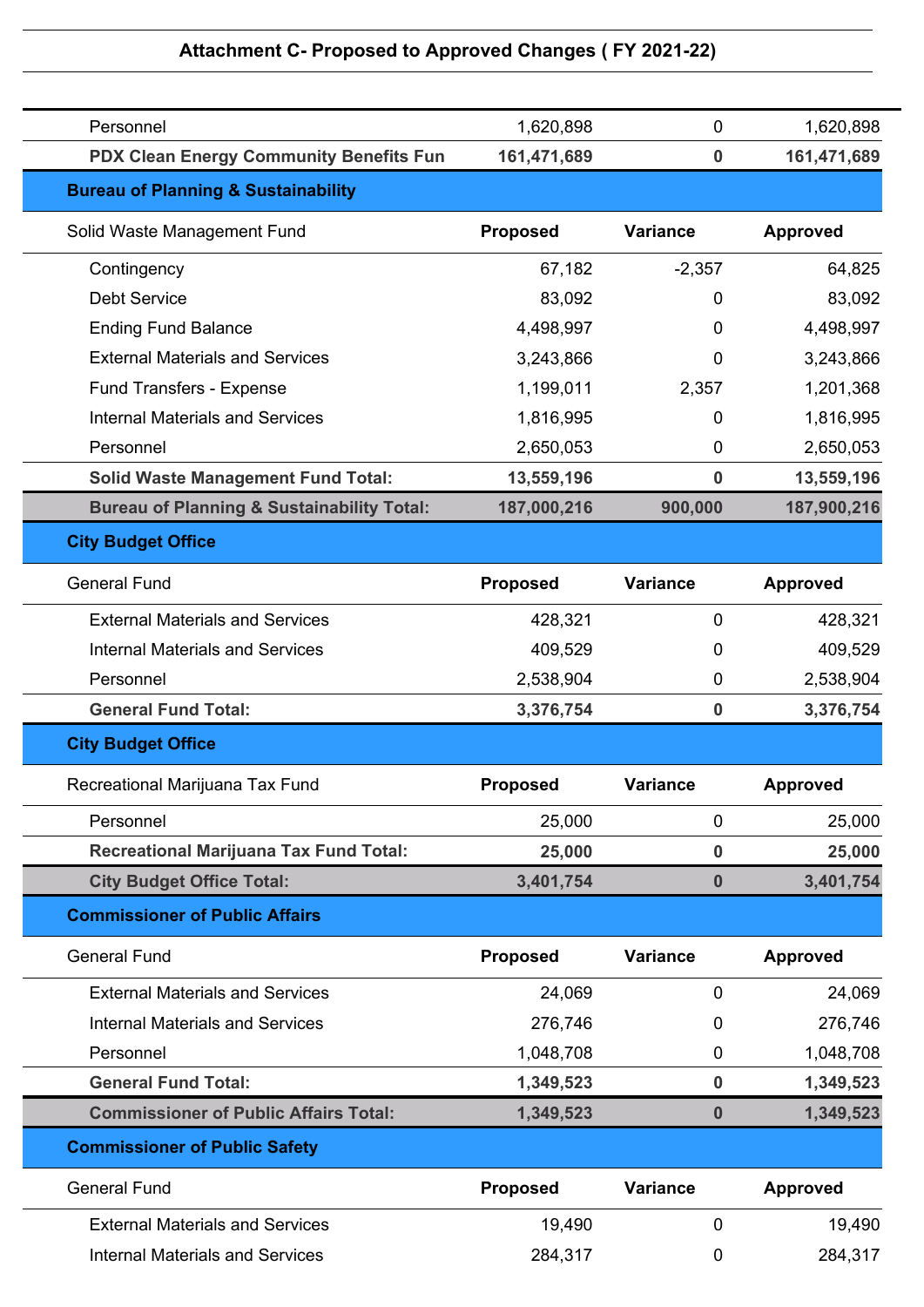## Attachment C- Proposed to Approved Changes ( FY 2021-22)

| | | | |
|---|---|---|---|
| Personnel | 1,620,898 | 0 | 1,620,898 |
| **PDX Clean Energy Community Benefits Fun** | **161,471,689** | **0** | **161,471,689** |
| **Bureau of Planning & Sustainability** | | | |
| Solid Waste Management Fund | **Proposed** | **Variance** | **Approved** |
| Contingency | 67,182 | -2,357 | 64,825 |
| Debt Service | 83,092 | 0 | 83,092 |
| Ending Fund Balance | 4,498,997 | 0 | 4,498,997 |
| External Materials and Services | 3,243,866 | 0 | 3,243,866 |
| Fund Transfers - Expense | 1,199,011 | 2,357 | 1,201,368 |
| Internal Materials and Services | 1,816,995 | 0 | 1,816,995 |
| Personnel | 2,650,053 | 0 | 2,650,053 |
| **Solid Waste Management Fund Total:** | **13,559,196** | **0** | **13,559,196** |
| **Bureau of Planning & Sustainability Total:** | **187,000,216** | **900,000** | **187,900,216** |
| **City Budget Office** | | | |
| General Fund | **Proposed** | **Variance** | **Approved** |
| External Materials and Services | 428,321 | 0 | 428,321 |
| Internal Materials and Services | 409,529 | 0 | 409,529 |
| Personnel | 2,538,904 | 0 | 2,538,904 |
| **General Fund Total:** | **3,376,754** | **0** | **3,376,754** |
| **City Budget Office** | | | |
| Recreational Marijuana Tax Fund | **Proposed** | **Variance** | **Approved** |
| Personnel | 25,000 | 0 | 25,000 |
| **Recreational Marijuana Tax Fund Total:** | **25,000** | **0** | **25,000** |
| **City Budget Office Total:** | **3,401,754** | **0** | **3,401,754** |
| **Commissioner of Public Affairs** | | | |
| General Fund | **Proposed** | **Variance** | **Approved** |
| External Materials and Services | 24,069 | 0 | 24,069 |
| Internal Materials and Services | 276,746 | 0 | 276,746 |
| Personnel | 1,048,708 | 0 | 1,048,708 |
| **General Fund Total:** | **1,349,523** | **0** | **1,349,523** |
| **Commissioner of Public Affairs Total:** | **1,349,523** | **0** | **1,349,523** |
| **Commissioner of Public Safety** | | | |
| General Fund | **Proposed** | **Variance** | **Approved** |
| External Materials and Services | 19,490 | 0 | 19,490 |
| Internal Materials and Services | 284,317 | 0 | 284,317 |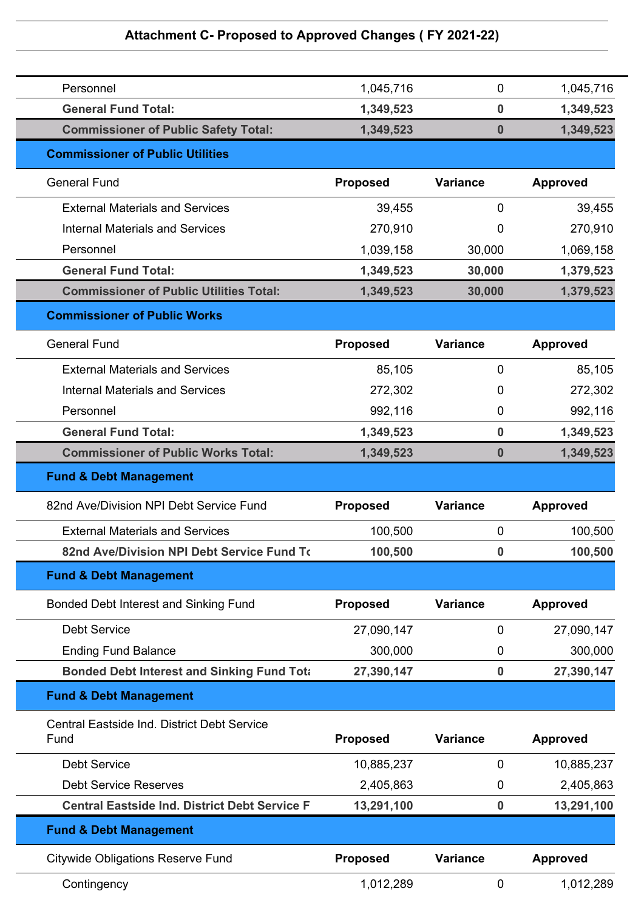## Attachment C- Proposed to Approved Changes ( FY 2021-22)

| | Proposed | Variance | Approved |
|---|---|---|---|
| Personnel | 1,045,716 | 0 | 1,045,716 |
| **General Fund Total:** | **1,349,523** | **0** | **1,349,523** |
| **Commissioner of Public Safety Total:** | **1,349,523** | **0** | **1,349,523** |

**Commissioner of Public Utilities**

| General Fund | Proposed | Variance | Approved |
|---|---|---|---|
| External Materials and Services | 39,455 | 0 | 39,455 |
| Internal Materials and Services | 270,910 | 0 | 270,910 |
| Personnel | 1,039,158 | 30,000 | 1,069,158 |
| **General Fund Total:** | **1,349,523** | **30,000** | **1,379,523** |
| **Commissioner of Public Utilities Total:** | **1,349,523** | **30,000** | **1,379,523** |

**Commissioner of Public Works**

| General Fund | Proposed | Variance | Approved |
|---|---|---|---|
| External Materials and Services | 85,105 | 0 | 85,105 |
| Internal Materials and Services | 272,302 | 0 | 272,302 |
| Personnel | 992,116 | 0 | 992,116 |
| **General Fund Total:** | **1,349,523** | **0** | **1,349,523** |
| **Commissioner of Public Works Total:** | **1,349,523** | **0** | **1,349,523** |

**Fund & Debt Management**

| 82nd Ave/Division NPI Debt Service Fund | Proposed | Variance | Approved |
|---|---|---|---|
| External Materials and Services | 100,500 | 0 | 100,500 |
| **82nd Ave/Division NPI Debt Service Fund To** | **100,500** | **0** | **100,500** |

**Fund & Debt Management**

| Bonded Debt Interest and Sinking Fund | Proposed | Variance | Approved |
|---|---|---|---|
| Debt Service | 27,090,147 | 0 | 27,090,147 |
| Ending Fund Balance | 300,000 | 0 | 300,000 |
| **Bonded Debt Interest and Sinking Fund Tota** | **27,390,147** | **0** | **27,390,147** |

**Fund & Debt Management**

| Central Eastside Ind. District Debt Service Fund | Proposed | Variance | Approved |
|---|---|---|---|
| Debt Service | 10,885,237 | 0 | 10,885,237 |
| Debt Service Reserves | 2,405,863 | 0 | 2,405,863 |
| **Central Eastside Ind. District Debt Service F** | **13,291,100** | **0** | **13,291,100** |

**Fund & Debt Management**

| Citywide Obligations Reserve Fund | Proposed | Variance | Approved |
|---|---|---|---|
| Contingency | 1,012,289 | 0 | 1,012,289 |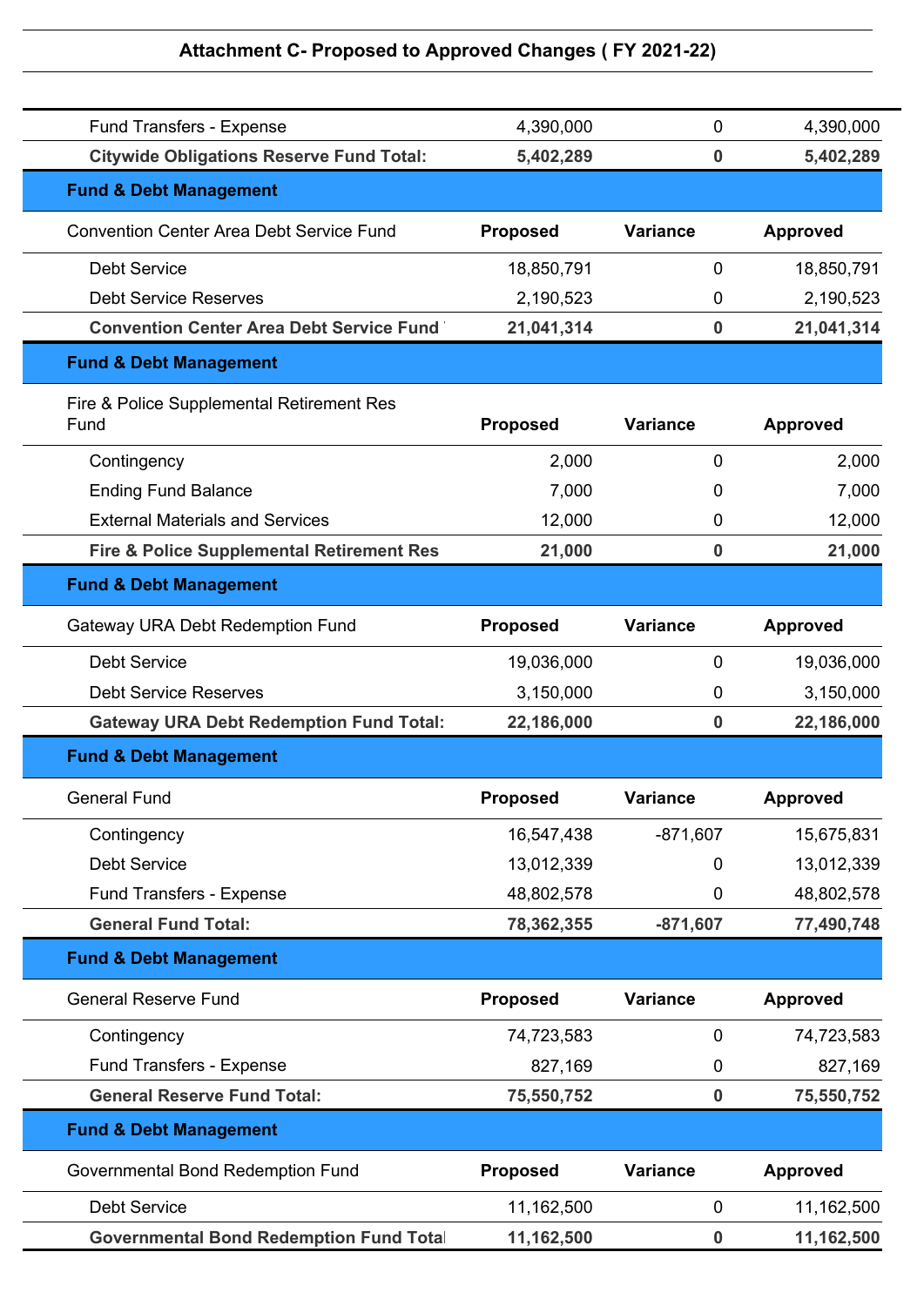**Attachment C- Proposed to Approved Changes ( FY 2021-22)**

| | | | |
|---|---|---|---|
| Fund Transfers - Expense | 4,390,000 | 0 | 4,390,000 |
| **Citywide Obligations Reserve Fund Total:** | **5,402,289** | **0** | **5,402,289** |

**Fund & Debt Management**

| Convention Center Area Debt Service Fund | Proposed | Variance | Approved |
|---|---|---|---|
| Debt Service | 18,850,791 | 0 | 18,850,791 |
| Debt Service Reserves | 2,190,523 | 0 | 2,190,523 |
| **Convention Center Area Debt Service Fund** | **21,041,314** | **0** | **21,041,314** |

**Fund & Debt Management**

| Fire & Police Supplemental Retirement Res Fund | Proposed | Variance | Approved |
|---|---|---|---|
| Contingency | 2,000 | 0 | 2,000 |
| Ending Fund Balance | 7,000 | 0 | 7,000 |
| External Materials and Services | 12,000 | 0 | 12,000 |
| **Fire & Police Supplemental Retirement Res** | **21,000** | **0** | **21,000** |

**Fund & Debt Management**

| Gateway URA Debt Redemption Fund | Proposed | Variance | Approved |
|---|---|---|---|
| Debt Service | 19,036,000 | 0 | 19,036,000 |
| Debt Service Reserves | 3,150,000 | 0 | 3,150,000 |
| **Gateway URA Debt Redemption Fund Total:** | **22,186,000** | **0** | **22,186,000** |

**Fund & Debt Management**

| General Fund | Proposed | Variance | Approved |
|---|---|---|---|
| Contingency | 16,547,438 | -871,607 | 15,675,831 |
| Debt Service | 13,012,339 | 0 | 13,012,339 |
| Fund Transfers - Expense | 48,802,578 | 0 | 48,802,578 |
| **General Fund Total:** | **78,362,355** | **-871,607** | **77,490,748** |

**Fund & Debt Management**

| General Reserve Fund | Proposed | Variance | Approved |
|---|---|---|---|
| Contingency | 74,723,583 | 0 | 74,723,583 |
| Fund Transfers - Expense | 827,169 | 0 | 827,169 |
| **General Reserve Fund Total:** | **75,550,752** | **0** | **75,550,752** |

**Fund & Debt Management**

| Governmental Bond Redemption Fund | Proposed | Variance | Approved |
|---|---|---|---|
| Debt Service | 11,162,500 | 0 | 11,162,500 |
| **Governmental Bond Redemption Fund Total** | **11,162,500** | **0** | **11,162,500** |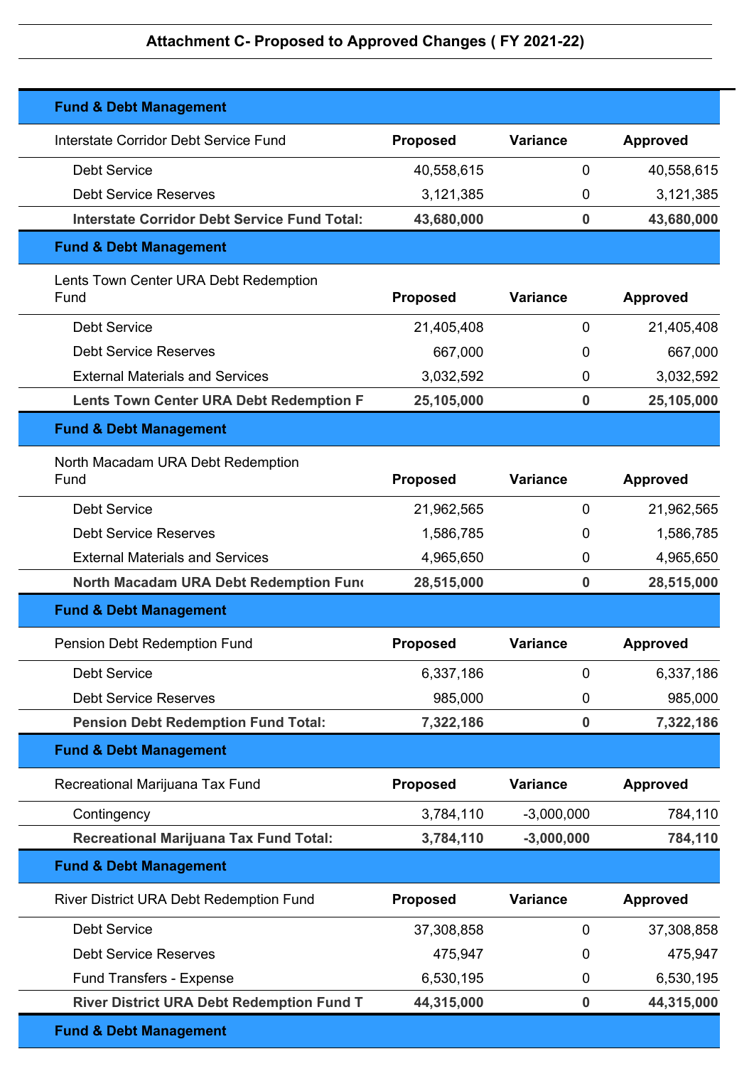**Attachment C- Proposed to Approved Changes ( FY 2021-22)**

**Fund & Debt Management**

| Interstate Corridor Debt Service Fund | Proposed | Variance | Approved |
|---|---|---|---|
| Debt Service | 40,558,615 | 0 | 40,558,615 |
| Debt Service Reserves | 3,121,385 | 0 | 3,121,385 |
| **Interstate Corridor Debt Service Fund Total:** | **43,680,000** | **0** | **43,680,000** |

**Fund & Debt Management**

| Lents Town Center URA Debt Redemption Fund | Proposed | Variance | Approved |
|---|---|---|---|
| Debt Service | 21,405,408 | 0 | 21,405,408 |
| Debt Service Reserves | 667,000 | 0 | 667,000 |
| External Materials and Services | 3,032,592 | 0 | 3,032,592 |
| **Lents Town Center URA Debt Redemption F** | **25,105,000** | **0** | **25,105,000** |

**Fund & Debt Management**

| North Macadam URA Debt Redemption Fund | Proposed | Variance | Approved |
|---|---|---|---|
| Debt Service | 21,962,565 | 0 | 21,962,565 |
| Debt Service Reserves | 1,586,785 | 0 | 1,586,785 |
| External Materials and Services | 4,965,650 | 0 | 4,965,650 |
| **North Macadam URA Debt Redemption Fun** | **28,515,000** | **0** | **28,515,000** |

**Fund & Debt Management**

| Pension Debt Redemption Fund | Proposed | Variance | Approved |
|---|---|---|---|
| Debt Service | 6,337,186 | 0 | 6,337,186 |
| Debt Service Reserves | 985,000 | 0 | 985,000 |
| **Pension Debt Redemption Fund Total:** | **7,322,186** | **0** | **7,322,186** |

**Fund & Debt Management**

| Recreational Marijuana Tax Fund | Proposed | Variance | Approved |
|---|---|---|---|
| Contingency | 3,784,110 | -3,000,000 | 784,110 |
| **Recreational Marijuana Tax Fund Total:** | **3,784,110** | **-3,000,000** | **784,110** |

**Fund & Debt Management**

| River District URA Debt Redemption Fund | Proposed | Variance | Approved |
|---|---|---|---|
| Debt Service | 37,308,858 | 0 | 37,308,858 |
| Debt Service Reserves | 475,947 | 0 | 475,947 |
| Fund Transfers - Expense | 6,530,195 | 0 | 6,530,195 |
| **River District URA Debt Redemption Fund T** | **44,315,000** | **0** | **44,315,000** |

**Fund & Debt Management**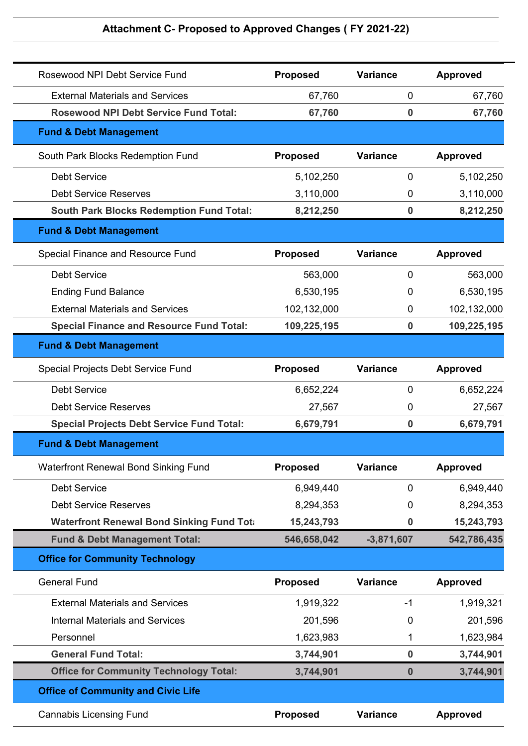# Attachment C- Proposed to Approved Changes ( FY 2021-22)

| Rosewood NPI Debt Service Fund | Proposed | Variance | Approved |
|---|---|---|---|
| External Materials and Services | 67,760 | 0 | 67,760 |
| **Rosewood NPI Debt Service Fund Total:** | **67,760** | **0** | **67,760** |
| **Fund & Debt Management** | | | |
| South Park Blocks Redemption Fund | **Proposed** | **Variance** | **Approved** |
| Debt Service | 5,102,250 | 0 | 5,102,250 |
| Debt Service Reserves | 3,110,000 | 0 | 3,110,000 |
| **South Park Blocks Redemption Fund Total:** | **8,212,250** | **0** | **8,212,250** |
| **Fund & Debt Management** | | | |
| Special Finance and Resource Fund | **Proposed** | **Variance** | **Approved** |
| Debt Service | 563,000 | 0 | 563,000 |
| Ending Fund Balance | 6,530,195 | 0 | 6,530,195 |
| External Materials and Services | 102,132,000 | 0 | 102,132,000 |
| **Special Finance and Resource Fund Total:** | **109,225,195** | **0** | **109,225,195** |
| **Fund & Debt Management** | | | |
| Special Projects Debt Service Fund | **Proposed** | **Variance** | **Approved** |
| Debt Service | 6,652,224 | 0 | 6,652,224 |
| Debt Service Reserves | 27,567 | 0 | 27,567 |
| **Special Projects Debt Service Fund Total:** | **6,679,791** | **0** | **6,679,791** |
| **Fund & Debt Management** | | | |
| Waterfront Renewal Bond Sinking Fund | **Proposed** | **Variance** | **Approved** |
| Debt Service | 6,949,440 | 0 | 6,949,440 |
| Debt Service Reserves | 8,294,353 | 0 | 8,294,353 |
| **Waterfront Renewal Bond Sinking Fund Tota** | **15,243,793** | **0** | **15,243,793** |
| **Fund & Debt Management Total:** | **546,658,042** | **-3,871,607** | **542,786,435** |
| **Office for Community Technology** | | | |
| General Fund | **Proposed** | **Variance** | **Approved** |
| External Materials and Services | 1,919,322 | -1 | 1,919,321 |
| Internal Materials and Services | 201,596 | 0 | 201,596 |
| Personnel | 1,623,983 | 1 | 1,623,984 |
| **General Fund Total:** | **3,744,901** | **0** | **3,744,901** |
| **Office for Community Technology Total:** | **3,744,901** | **0** | **3,744,901** |
| **Office of Community and Civic Life** | | | |
| Cannabis Licensing Fund | **Proposed** | **Variance** | **Approved** |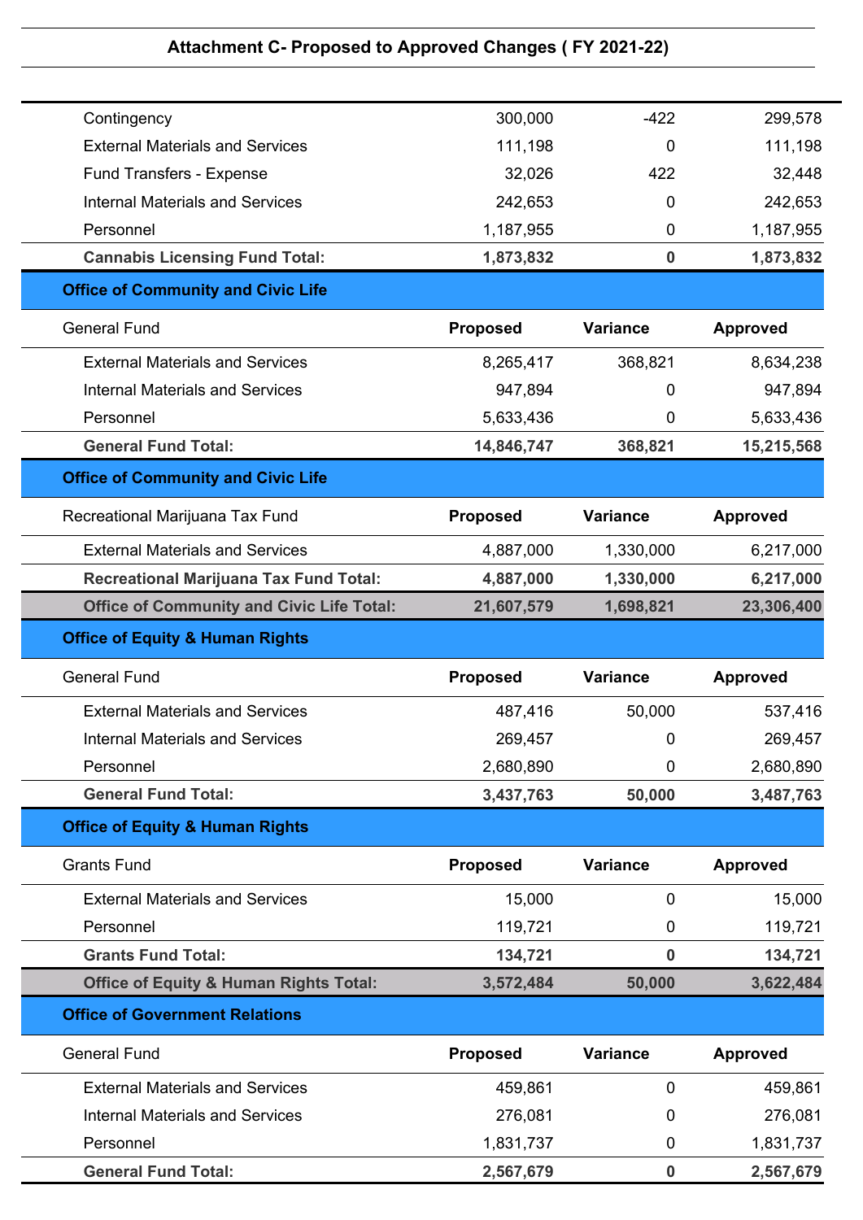## Attachment C- Proposed to Approved Changes ( FY 2021-22)

| | Proposed | Variance | Approved |
|---|---|---|---|
| Contingency | 300,000 | -422 | 299,578 |
| External Materials and Services | 111,198 | 0 | 111,198 |
| Fund Transfers - Expense | 32,026 | 422 | 32,448 |
| Internal Materials and Services | 242,653 | 0 | 242,653 |
| Personnel | 1,187,955 | 0 | 1,187,955 |
| **Cannabis Licensing Fund Total:** | **1,873,832** | **0** | **1,873,832** |

### Office of Community and Civic Life

| General Fund | Proposed | Variance | Approved |
|---|---|---|---|
| External Materials and Services | 8,265,417 | 368,821 | 8,634,238 |
| Internal Materials and Services | 947,894 | 0 | 947,894 |
| Personnel | 5,633,436 | 0 | 5,633,436 |
| **General Fund Total:** | **14,846,747** | **368,821** | **15,215,568** |

### Office of Community and Civic Life

| Recreational Marijuana Tax Fund | Proposed | Variance | Approved |
|---|---|---|---|
| External Materials and Services | 4,887,000 | 1,330,000 | 6,217,000 |
| **Recreational Marijuana Tax Fund Total:** | **4,887,000** | **1,330,000** | **6,217,000** |
| **Office of Community and Civic Life Total:** | **21,607,579** | **1,698,821** | **23,306,400** |

### Office of Equity & Human Rights

| General Fund | Proposed | Variance | Approved |
|---|---|---|---|
| External Materials and Services | 487,416 | 50,000 | 537,416 |
| Internal Materials and Services | 269,457 | 0 | 269,457 |
| Personnel | 2,680,890 | 0 | 2,680,890 |
| **General Fund Total:** | **3,437,763** | **50,000** | **3,487,763** |

### Office of Equity & Human Rights

| Grants Fund | Proposed | Variance | Approved |
|---|---|---|---|
| External Materials and Services | 15,000 | 0 | 15,000 |
| Personnel | 119,721 | 0 | 119,721 |
| **Grants Fund Total:** | **134,721** | **0** | **134,721** |
| **Office of Equity & Human Rights Total:** | **3,572,484** | **50,000** | **3,622,484** |

### Office of Government Relations

| General Fund | Proposed | Variance | Approved |
|---|---|---|---|
| External Materials and Services | 459,861 | 0 | 459,861 |
| Internal Materials and Services | 276,081 | 0 | 276,081 |
| Personnel | 1,831,737 | 0 | 1,831,737 |
| **General Fund Total:** | **2,567,679** | **0** | **2,567,679** |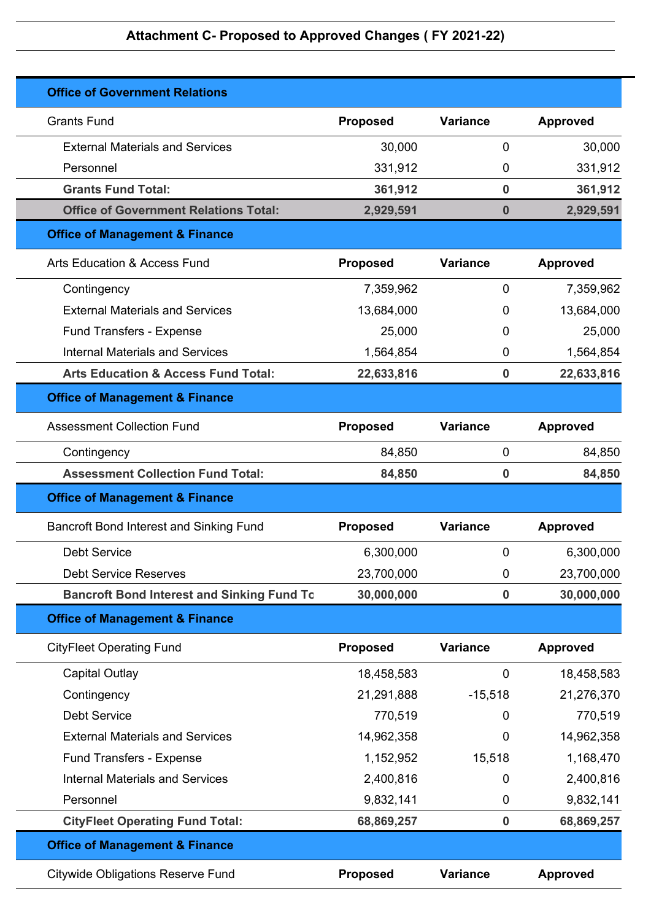## Attachment C- Proposed to Approved Changes ( FY 2021-22)

| Office of Government Relations | | | |
|---|---|---|---|
| Grants Fund | **Proposed** | **Variance** | **Approved** |
| External Materials and Services | 30,000 | 0 | 30,000 |
| Personnel | 331,912 | 0 | 331,912 |
| **Grants Fund Total:** | **361,912** | **0** | **361,912** |
| **Office of Government Relations Total:** | **2,929,591** | **0** | **2,929,591** |

| Office of Management & Finance | | | |
|---|---|---|---|
| Arts Education & Access Fund | **Proposed** | **Variance** | **Approved** |
| Contingency | 7,359,962 | 0 | 7,359,962 |
| External Materials and Services | 13,684,000 | 0 | 13,684,000 |
| Fund Transfers - Expense | 25,000 | 0 | 25,000 |
| Internal Materials and Services | 1,564,854 | 0 | 1,564,854 |
| **Arts Education & Access Fund Total:** | **22,633,816** | **0** | **22,633,816** |

| Office of Management & Finance | | | |
|---|---|---|---|
| Assessment Collection Fund | **Proposed** | **Variance** | **Approved** |
| Contingency | 84,850 | 0 | 84,850 |
| **Assessment Collection Fund Total:** | **84,850** | **0** | **84,850** |

| Office of Management & Finance | | | |
|---|---|---|---|
| Bancroft Bond Interest and Sinking Fund | **Proposed** | **Variance** | **Approved** |
| Debt Service | 6,300,000 | 0 | 6,300,000 |
| Debt Service Reserves | 23,700,000 | 0 | 23,700,000 |
| **Bancroft Bond Interest and Sinking Fund To** | **30,000,000** | **0** | **30,000,000** |

| Office of Management & Finance | | | |
|---|---|---|---|
| CityFleet Operating Fund | **Proposed** | **Variance** | **Approved** |
| Capital Outlay | 18,458,583 | 0 | 18,458,583 |
| Contingency | 21,291,888 | -15,518 | 21,276,370 |
| Debt Service | 770,519 | 0 | 770,519 |
| External Materials and Services | 14,962,358 | 0 | 14,962,358 |
| Fund Transfers - Expense | 1,152,952 | 15,518 | 1,168,470 |
| Internal Materials and Services | 2,400,816 | 0 | 2,400,816 |
| Personnel | 9,832,141 | 0 | 9,832,141 |
| **CityFleet Operating Fund Total:** | **68,869,257** | **0** | **68,869,257** |

| Office of Management & Finance | | | |
|---|---|---|---|
| Citywide Obligations Reserve Fund | **Proposed** | **Variance** | **Approved** |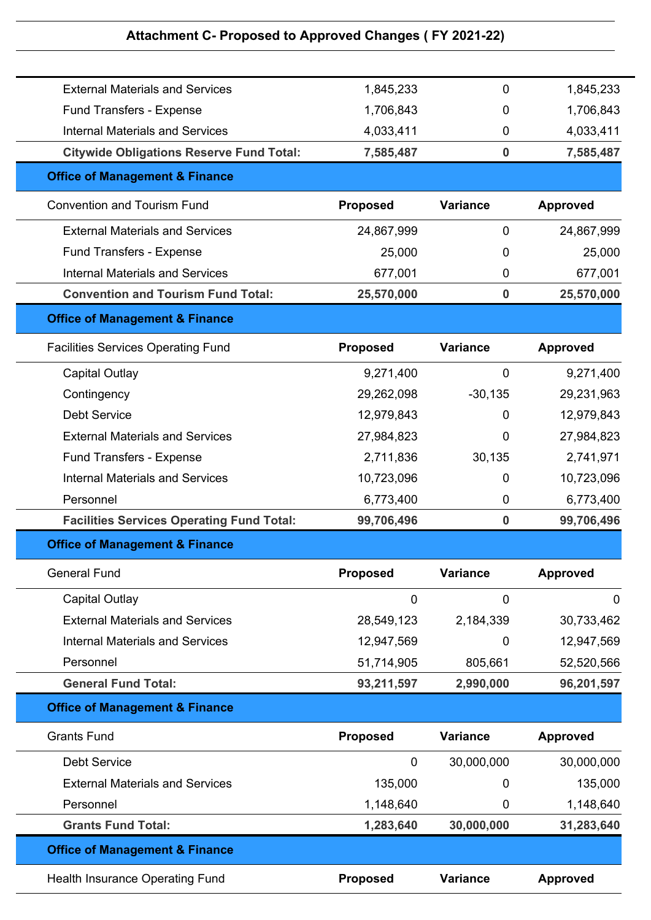## Attachment C- Proposed to Approved Changes ( FY 2021-22)

| | | | |
|---|---|---|---|
| External Materials and Services | 1,845,233 | 0 | 1,845,233 |
| Fund Transfers - Expense | 1,706,843 | 0 | 1,706,843 |
| Internal Materials and Services | 4,033,411 | 0 | 4,033,411 |
| **Citywide Obligations Reserve Fund Total:** | **7,585,487** | **0** | **7,585,487** |

**Office of Management & Finance**

| Convention and Tourism Fund | Proposed | Variance | Approved |
|---|---|---|---|
| External Materials and Services | 24,867,999 | 0 | 24,867,999 |
| Fund Transfers - Expense | 25,000 | 0 | 25,000 |
| Internal Materials and Services | 677,001 | 0 | 677,001 |
| **Convention and Tourism Fund Total:** | **25,570,000** | **0** | **25,570,000** |

**Office of Management & Finance**

| Facilities Services Operating Fund | Proposed | Variance | Approved |
|---|---|---|---|
| Capital Outlay | 9,271,400 | 0 | 9,271,400 |
| Contingency | 29,262,098 | -30,135 | 29,231,963 |
| Debt Service | 12,979,843 | 0 | 12,979,843 |
| External Materials and Services | 27,984,823 | 0 | 27,984,823 |
| Fund Transfers - Expense | 2,711,836 | 30,135 | 2,741,971 |
| Internal Materials and Services | 10,723,096 | 0 | 10,723,096 |
| Personnel | 6,773,400 | 0 | 6,773,400 |
| **Facilities Services Operating Fund Total:** | **99,706,496** | **0** | **99,706,496** |

**Office of Management & Finance**

| General Fund | Proposed | Variance | Approved |
|---|---|---|---|
| Capital Outlay | 0 | 0 | 0 |
| External Materials and Services | 28,549,123 | 2,184,339 | 30,733,462 |
| Internal Materials and Services | 12,947,569 | 0 | 12,947,569 |
| Personnel | 51,714,905 | 805,661 | 52,520,566 |
| **General Fund Total:** | **93,211,597** | **2,990,000** | **96,201,597** |

**Office of Management & Finance**

| Grants Fund | Proposed | Variance | Approved |
|---|---|---|---|
| Debt Service | 0 | 30,000,000 | 30,000,000 |
| External Materials and Services | 135,000 | 0 | 135,000 |
| Personnel | 1,148,640 | 0 | 1,148,640 |
| **Grants Fund Total:** | **1,283,640** | **30,000,000** | **31,283,640** |

**Office of Management & Finance**

| Health Insurance Operating Fund | Proposed | Variance | Approved |
|---|---|---|---|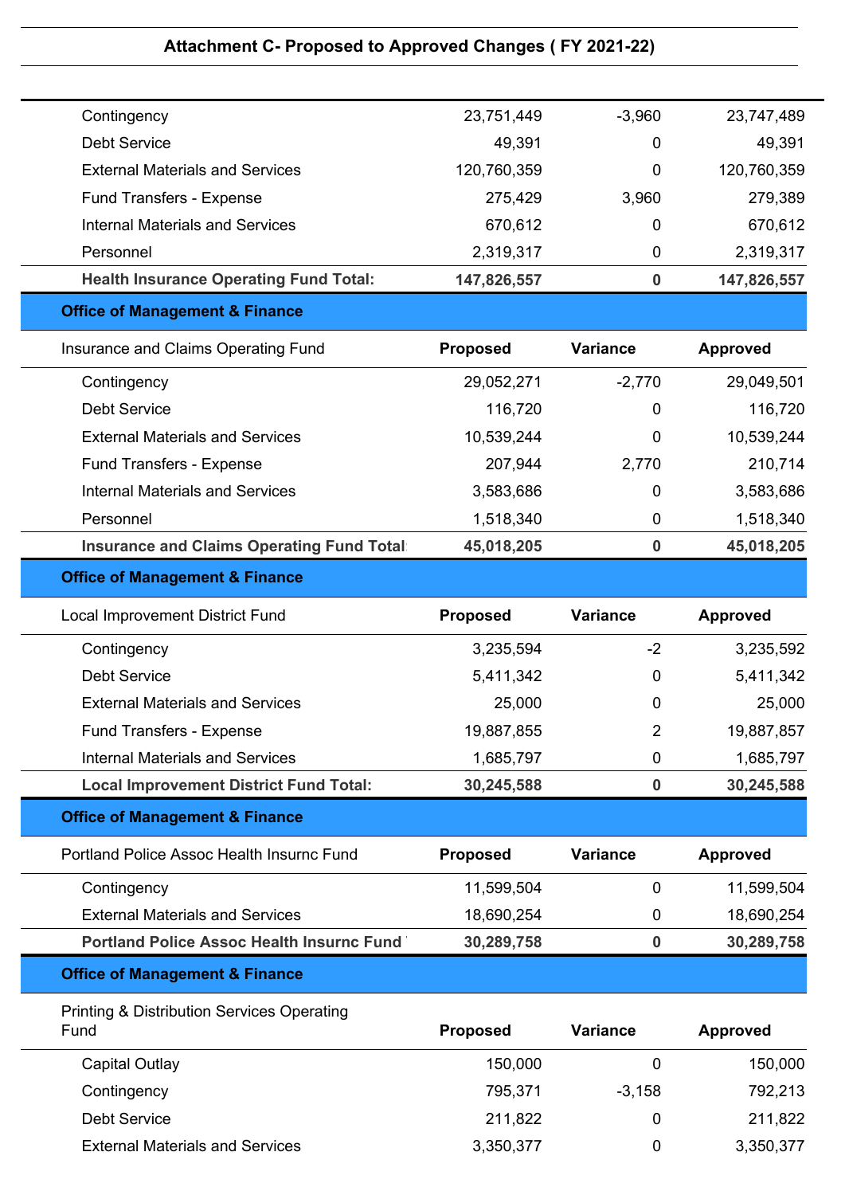## Attachment C- Proposed to Approved Changes ( FY 2021-22)

| | | | |
|---|---|---|---|
| Contingency | 23,751,449 | -3,960 | 23,747,489 |
| Debt Service | 49,391 | 0 | 49,391 |
| External Materials and Services | 120,760,359 | 0 | 120,760,359 |
| Fund Transfers - Expense | 275,429 | 3,960 | 279,389 |
| Internal Materials and Services | 670,612 | 0 | 670,612 |
| Personnel | 2,319,317 | 0 | 2,319,317 |
| **Health Insurance Operating Fund Total:** | **147,826,557** | **0** | **147,826,557** |

**Office of Management & Finance**

| Insurance and Claims Operating Fund | Proposed | Variance | Approved |
|---|---|---|---|
| Contingency | 29,052,271 | -2,770 | 29,049,501 |
| Debt Service | 116,720 | 0 | 116,720 |
| External Materials and Services | 10,539,244 | 0 | 10,539,244 |
| Fund Transfers - Expense | 207,944 | 2,770 | 210,714 |
| Internal Materials and Services | 3,583,686 | 0 | 3,583,686 |
| Personnel | 1,518,340 | 0 | 1,518,340 |
| **Insurance and Claims Operating Fund Total:** | **45,018,205** | **0** | **45,018,205** |

**Office of Management & Finance**

| Local Improvement District Fund | Proposed | Variance | Approved |
|---|---|---|---|
| Contingency | 3,235,594 | -2 | 3,235,592 |
| Debt Service | 5,411,342 | 0 | 5,411,342 |
| External Materials and Services | 25,000 | 0 | 25,000 |
| Fund Transfers - Expense | 19,887,855 | 2 | 19,887,857 |
| Internal Materials and Services | 1,685,797 | 0 | 1,685,797 |
| **Local Improvement District Fund Total:** | **30,245,588** | **0** | **30,245,588** |

**Office of Management & Finance**

| Portland Police Assoc Health Insurnc Fund | Proposed | Variance | Approved |
|---|---|---|---|
| Contingency | 11,599,504 | 0 | 11,599,504 |
| External Materials and Services | 18,690,254 | 0 | 18,690,254 |
| **Portland Police Assoc Health Insurnc Fund Total:** | **30,289,758** | **0** | **30,289,758** |

**Office of Management & Finance**

| Printing & Distribution Services Operating Fund | Proposed | Variance | Approved |
|---|---|---|---|
| Capital Outlay | 150,000 | 0 | 150,000 |
| Contingency | 795,371 | -3,158 | 792,213 |
| Debt Service | 211,822 | 0 | 211,822 |
| External Materials and Services | 3,350,377 | 0 | 3,350,377 |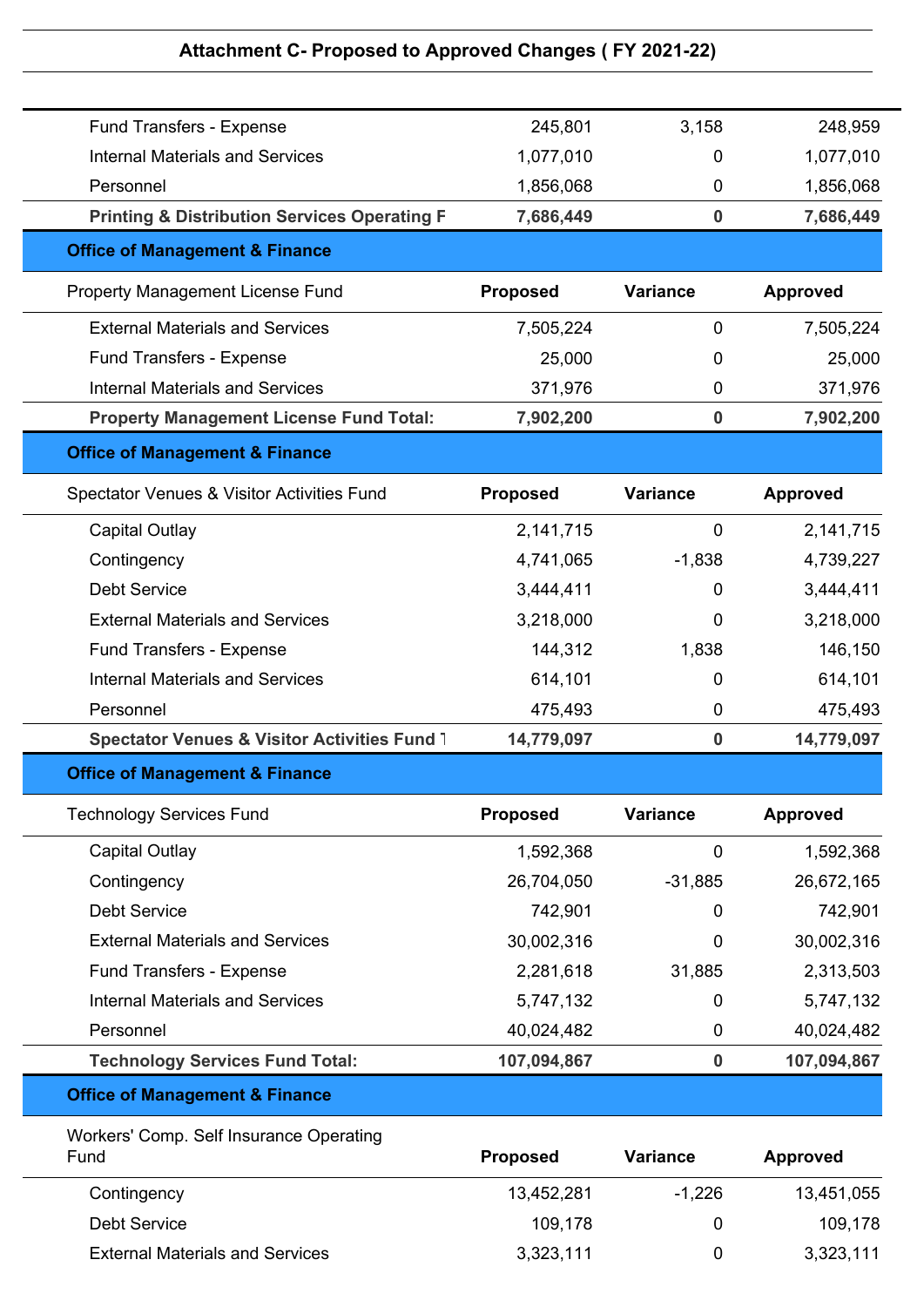## Attachment C- Proposed to Approved Changes ( FY 2021-22)

| | | | |
|---|---|---|---|
| Fund Transfers - Expense | 245,801 | 3,158 | 248,959 |
| Internal Materials and Services | 1,077,010 | 0 | 1,077,010 |
| Personnel | 1,856,068 | 0 | 1,856,068 |
| **Printing & Distribution Services Operating F** | **7,686,449** | **0** | **7,686,449** |

**Office of Management & Finance**

| Property Management License Fund | Proposed | Variance | Approved |
|---|---|---|---|
| External Materials and Services | 7,505,224 | 0 | 7,505,224 |
| Fund Transfers - Expense | 25,000 | 0 | 25,000 |
| Internal Materials and Services | 371,976 | 0 | 371,976 |
| **Property Management License Fund Total:** | **7,902,200** | **0** | **7,902,200** |

**Office of Management & Finance**

| Spectator Venues & Visitor Activities Fund | Proposed | Variance | Approved |
|---|---|---|---|
| Capital Outlay | 2,141,715 | 0 | 2,141,715 |
| Contingency | 4,741,065 | -1,838 | 4,739,227 |
| Debt Service | 3,444,411 | 0 | 3,444,411 |
| External Materials and Services | 3,218,000 | 0 | 3,218,000 |
| Fund Transfers - Expense | 144,312 | 1,838 | 146,150 |
| Internal Materials and Services | 614,101 | 0 | 614,101 |
| Personnel | 475,493 | 0 | 475,493 |
| **Spectator Venues & Visitor Activities Fund T** | **14,779,097** | **0** | **14,779,097** |

**Office of Management & Finance**

| Technology Services Fund | Proposed | Variance | Approved |
|---|---|---|---|
| Capital Outlay | 1,592,368 | 0 | 1,592,368 |
| Contingency | 26,704,050 | -31,885 | 26,672,165 |
| Debt Service | 742,901 | 0 | 742,901 |
| External Materials and Services | 30,002,316 | 0 | 30,002,316 |
| Fund Transfers - Expense | 2,281,618 | 31,885 | 2,313,503 |
| Internal Materials and Services | 5,747,132 | 0 | 5,747,132 |
| Personnel | 40,024,482 | 0 | 40,024,482 |
| **Technology Services Fund Total:** | **107,094,867** | **0** | **107,094,867** |

**Office of Management & Finance**

| Workers' Comp. Self Insurance Operating Fund | Proposed | Variance | Approved |
|---|---|---|---|
| Contingency | 13,452,281 | -1,226 | 13,451,055 |
| Debt Service | 109,178 | 0 | 109,178 |
| External Materials and Services | 3,323,111 | 0 | 3,323,111 |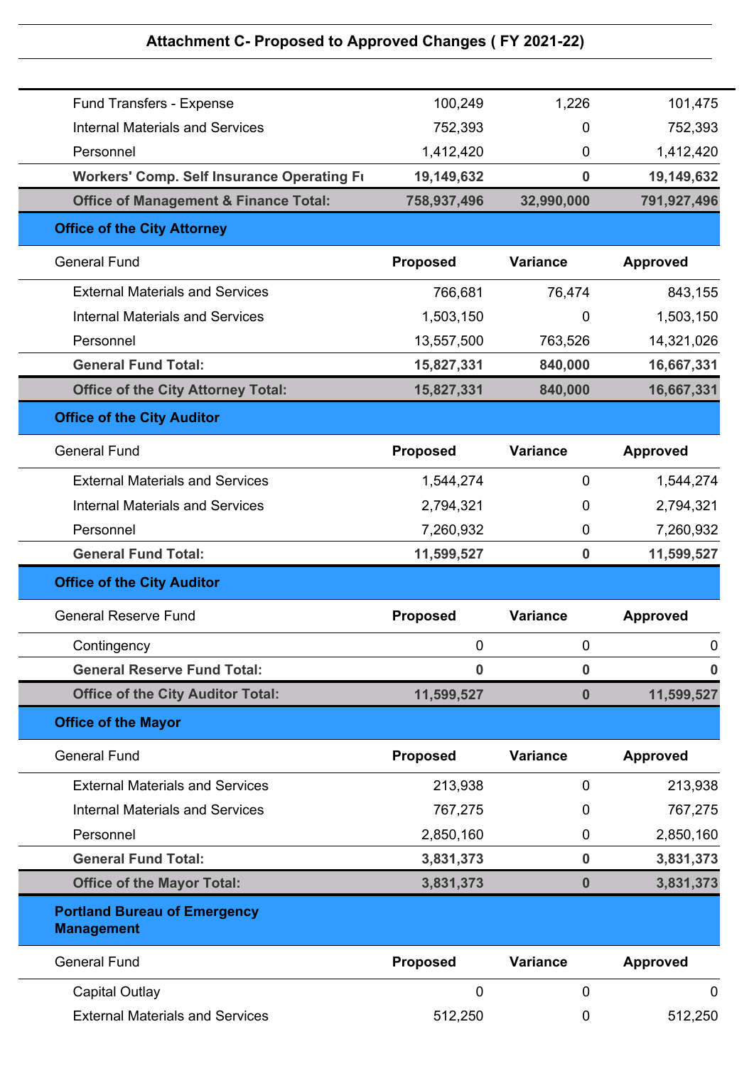## Attachment C- Proposed to Approved Changes ( FY 2021-22)

| | | | |
|---|---|---|---|
| Fund Transfers - Expense | 100,249 | 1,226 | 101,475 |
| Internal Materials and Services | 752,393 | 0 | 752,393 |
| Personnel | 1,412,420 | 0 | 1,412,420 |
| **Workers' Comp. Self Insurance Operating Fı** | **19,149,632** | **0** | **19,149,632** |
| **Office of Management & Finance Total:** | **758,937,496** | **32,990,000** | **791,927,496** |

### Office of the City Attorney

| General Fund | Proposed | Variance | Approved |
|---|---|---|---|
| External Materials and Services | 766,681 | 76,474 | 843,155 |
| Internal Materials and Services | 1,503,150 | 0 | 1,503,150 |
| Personnel | 13,557,500 | 763,526 | 14,321,026 |
| **General Fund Total:** | **15,827,331** | **840,000** | **16,667,331** |
| **Office of the City Attorney Total:** | **15,827,331** | **840,000** | **16,667,331** |

### Office of the City Auditor

| General Fund | Proposed | Variance | Approved |
|---|---|---|---|
| External Materials and Services | 1,544,274 | 0 | 1,544,274 |
| Internal Materials and Services | 2,794,321 | 0 | 2,794,321 |
| Personnel | 7,260,932 | 0 | 7,260,932 |
| **General Fund Total:** | **11,599,527** | **0** | **11,599,527** |

### Office of the City Auditor

| General Reserve Fund | Proposed | Variance | Approved |
|---|---|---|---|
| Contingency | 0 | 0 | 0 |
| **General Reserve Fund Total:** | **0** | **0** | **0** |
| **Office of the City Auditor Total:** | **11,599,527** | **0** | **11,599,527** |

### Office of the Mayor

| General Fund | Proposed | Variance | Approved |
|---|---|---|---|
| External Materials and Services | 213,938 | 0 | 213,938 |
| Internal Materials and Services | 767,275 | 0 | 767,275 |
| Personnel | 2,850,160 | 0 | 2,850,160 |
| **General Fund Total:** | **3,831,373** | **0** | **3,831,373** |
| **Office of the Mayor Total:** | **3,831,373** | **0** | **3,831,373** |

### Portland Bureau of Emergency Management

| General Fund | Proposed | Variance | Approved |
|---|---|---|---|
| Capital Outlay | 0 | 0 | 0 |
| External Materials and Services | 512,250 | 0 | 512,250 |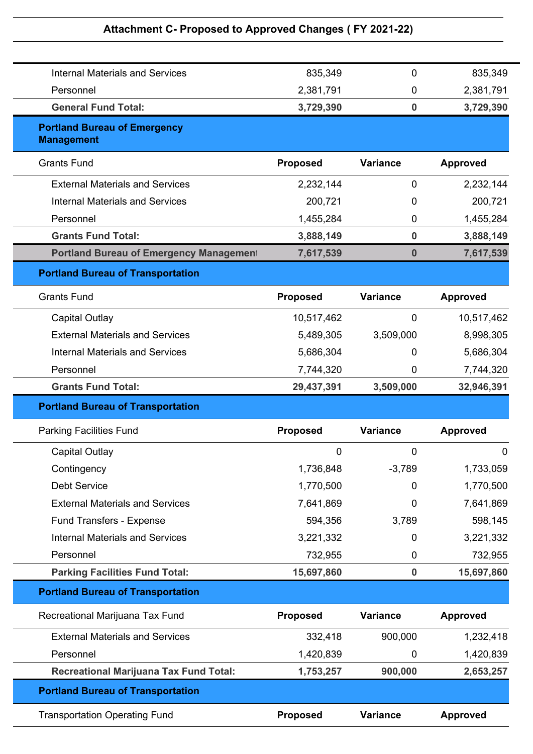## Attachment C- Proposed to Approved Changes ( FY 2021-22)

| | | | |
|---|---|---|---|
| Internal Materials and Services | 835,349 | 0 | 835,349 |
| Personnel | 2,381,791 | 0 | 2,381,791 |
| **General Fund Total:** | **3,729,390** | **0** | **3,729,390** |

**Portland Bureau of Emergency Management**

| Grants Fund | Proposed | Variance | Approved |
|---|---|---|---|
| External Materials and Services | 2,232,144 | 0 | 2,232,144 |
| Internal Materials and Services | 200,721 | 0 | 200,721 |
| Personnel | 1,455,284 | 0 | 1,455,284 |
| **Grants Fund Total:** | **3,888,149** | **0** | **3,888,149** |
| **Portland Bureau of Emergency Management** | **7,617,539** | **0** | **7,617,539** |

**Portland Bureau of Transportation**

| Grants Fund | Proposed | Variance | Approved |
|---|---|---|---|
| Capital Outlay | 10,517,462 | 0 | 10,517,462 |
| External Materials and Services | 5,489,305 | 3,509,000 | 8,998,305 |
| Internal Materials and Services | 5,686,304 | 0 | 5,686,304 |
| Personnel | 7,744,320 | 0 | 7,744,320 |
| **Grants Fund Total:** | **29,437,391** | **3,509,000** | **32,946,391** |

**Portland Bureau of Transportation**

| Parking Facilities Fund | Proposed | Variance | Approved |
|---|---|---|---|
| Capital Outlay | 0 | 0 | 0 |
| Contingency | 1,736,848 | -3,789 | 1,733,059 |
| Debt Service | 1,770,500 | 0 | 1,770,500 |
| External Materials and Services | 7,641,869 | 0 | 7,641,869 |
| Fund Transfers - Expense | 594,356 | 3,789 | 598,145 |
| Internal Materials and Services | 3,221,332 | 0 | 3,221,332 |
| Personnel | 732,955 | 0 | 732,955 |
| **Parking Facilities Fund Total:** | **15,697,860** | **0** | **15,697,860** |

**Portland Bureau of Transportation**

| Recreational Marijuana Tax Fund | Proposed | Variance | Approved |
|---|---|---|---|
| External Materials and Services | 332,418 | 900,000 | 1,232,418 |
| Personnel | 1,420,839 | 0 | 1,420,839 |
| **Recreational Marijuana Tax Fund Total:** | **1,753,257** | **900,000** | **2,653,257** |

**Portland Bureau of Transportation**

| Transportation Operating Fund | Proposed | Variance | Approved |
|---|---|---|---|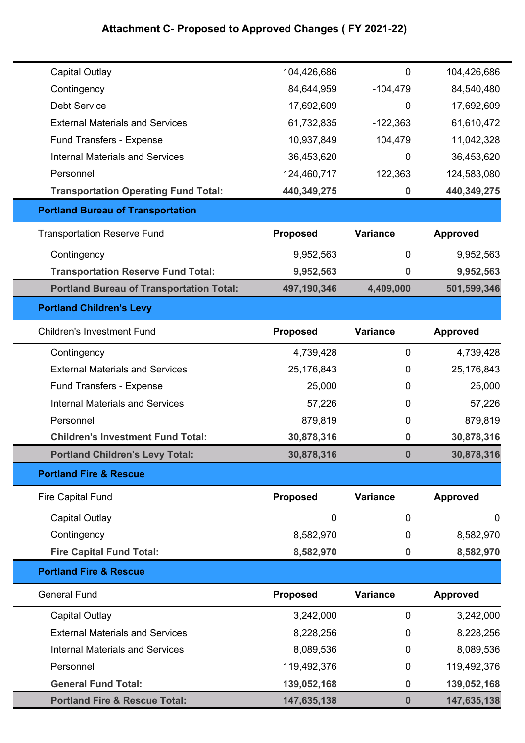## Attachment C- Proposed to Approved Changes ( FY 2021-22)

| | Proposed | Variance | Approved |
|---|---|---|---|
| Capital Outlay | 104,426,686 | 0 | 104,426,686 |
| Contingency | 84,644,959 | -104,479 | 84,540,480 |
| Debt Service | 17,692,609 | 0 | 17,692,609 |
| External Materials and Services | 61,732,835 | -122,363 | 61,610,472 |
| Fund Transfers - Expense | 10,937,849 | 104,479 | 11,042,328 |
| Internal Materials and Services | 36,453,620 | 0 | 36,453,620 |
| Personnel | 124,460,717 | 122,363 | 124,583,080 |
| **Transportation Operating Fund Total:** | **440,349,275** | **0** | **440,349,275** |

**Portland Bureau of Transportation**

| Transportation Reserve Fund | Proposed | Variance | Approved |
|---|---|---|---|
| Contingency | 9,952,563 | 0 | 9,952,563 |
| **Transportation Reserve Fund Total:** | **9,952,563** | **0** | **9,952,563** |
| **Portland Bureau of Transportation Total:** | **497,190,346** | **4,409,000** | **501,599,346** |

**Portland Children's Levy**

| Children's Investment Fund | Proposed | Variance | Approved |
|---|---|---|---|
| Contingency | 4,739,428 | 0 | 4,739,428 |
| External Materials and Services | 25,176,843 | 0 | 25,176,843 |
| Fund Transfers - Expense | 25,000 | 0 | 25,000 |
| Internal Materials and Services | 57,226 | 0 | 57,226 |
| Personnel | 879,819 | 0 | 879,819 |
| **Children's Investment Fund Total:** | **30,878,316** | **0** | **30,878,316** |
| **Portland Children's Levy Total:** | **30,878,316** | **0** | **30,878,316** |

**Portland Fire & Rescue**

| Fire Capital Fund | Proposed | Variance | Approved |
|---|---|---|---|
| Capital Outlay | 0 | 0 | 0 |
| Contingency | 8,582,970 | 0 | 8,582,970 |
| **Fire Capital Fund Total:** | **8,582,970** | **0** | **8,582,970** |

**Portland Fire & Rescue**

| General Fund | Proposed | Variance | Approved |
|---|---|---|---|
| Capital Outlay | 3,242,000 | 0 | 3,242,000 |
| External Materials and Services | 8,228,256 | 0 | 8,228,256 |
| Internal Materials and Services | 8,089,536 | 0 | 8,089,536 |
| Personnel | 119,492,376 | 0 | 119,492,376 |
| **General Fund Total:** | **139,052,168** | **0** | **139,052,168** |
| **Portland Fire & Rescue Total:** | **147,635,138** | **0** | **147,635,138** |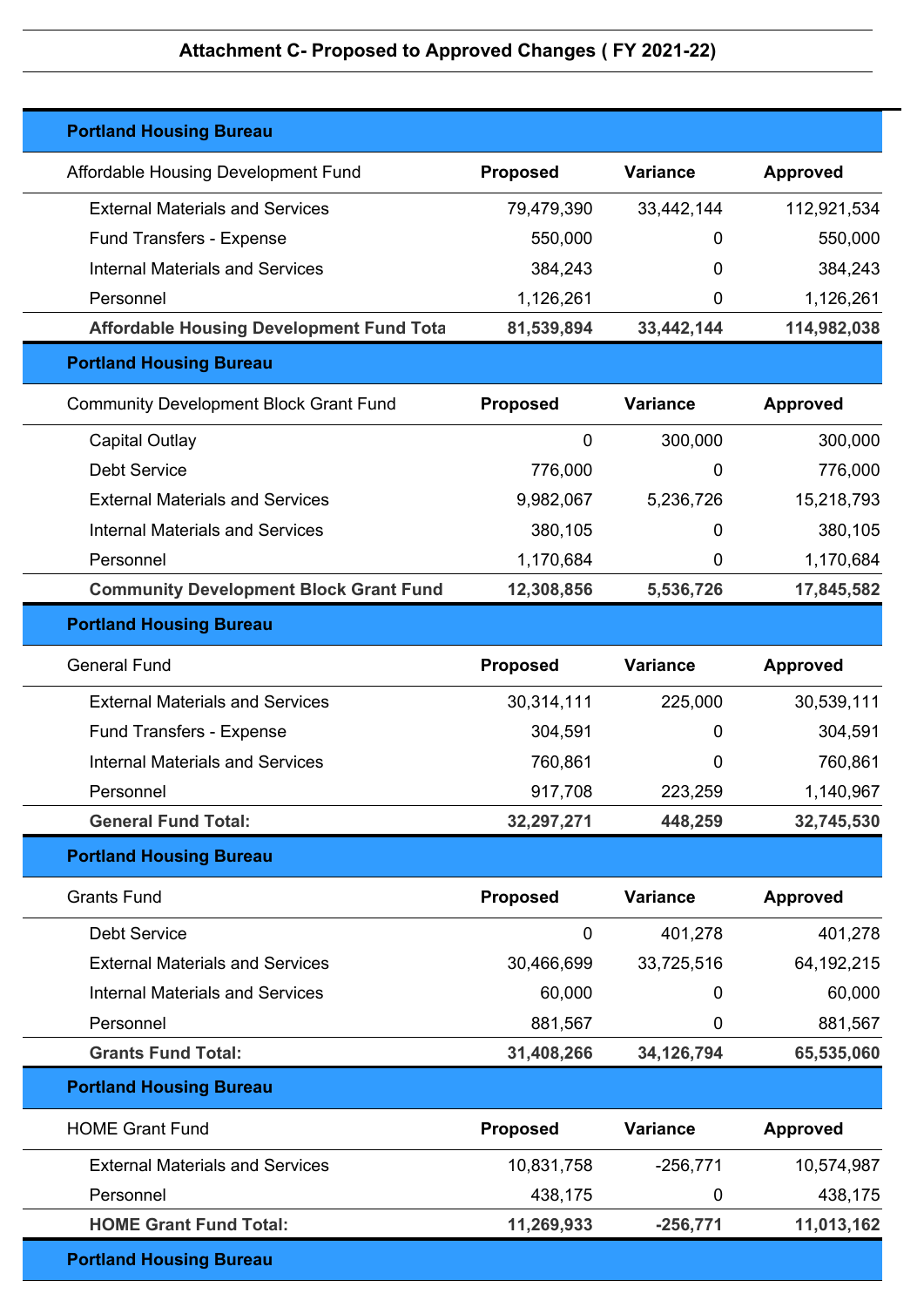## Attachment C- Proposed to Approved Changes ( FY 2021-22)

**Portland Housing Bureau**

| Affordable Housing Development Fund | Proposed | Variance | Approved |
|---|---|---|---|
| External Materials and Services | 79,479,390 | 33,442,144 | 112,921,534 |
| Fund Transfers - Expense | 550,000 | 0 | 550,000 |
| Internal Materials and Services | 384,243 | 0 | 384,243 |
| Personnel | 1,126,261 | 0 | 1,126,261 |
| **Affordable Housing Development Fund Tota** | **81,539,894** | **33,442,144** | **114,982,038** |

**Portland Housing Bureau**

| Community Development Block Grant Fund | Proposed | Variance | Approved |
|---|---|---|---|
| Capital Outlay | 0 | 300,000 | 300,000 |
| Debt Service | 776,000 | 0 | 776,000 |
| External Materials and Services | 9,982,067 | 5,236,726 | 15,218,793 |
| Internal Materials and Services | 380,105 | 0 | 380,105 |
| Personnel | 1,170,684 | 0 | 1,170,684 |
| **Community Development Block Grant Fund** | **12,308,856** | **5,536,726** | **17,845,582** |

**Portland Housing Bureau**

| General Fund | Proposed | Variance | Approved |
|---|---|---|---|
| External Materials and Services | 30,314,111 | 225,000 | 30,539,111 |
| Fund Transfers - Expense | 304,591 | 0 | 304,591 |
| Internal Materials and Services | 760,861 | 0 | 760,861 |
| Personnel | 917,708 | 223,259 | 1,140,967 |
| **General Fund Total:** | **32,297,271** | **448,259** | **32,745,530** |

**Portland Housing Bureau**

| Grants Fund | Proposed | Variance | Approved |
|---|---|---|---|
| Debt Service | 0 | 401,278 | 401,278 |
| External Materials and Services | 30,466,699 | 33,725,516 | 64,192,215 |
| Internal Materials and Services | 60,000 | 0 | 60,000 |
| Personnel | 881,567 | 0 | 881,567 |
| **Grants Fund Total:** | **31,408,266** | **34,126,794** | **65,535,060** |

**Portland Housing Bureau**

| HOME Grant Fund | Proposed | Variance | Approved |
|---|---|---|---|
| External Materials and Services | 10,831,758 | -256,771 | 10,574,987 |
| Personnel | 438,175 | 0 | 438,175 |
| **HOME Grant Fund Total:** | **11,269,933** | **-256,771** | **11,013,162** |

**Portland Housing Bureau**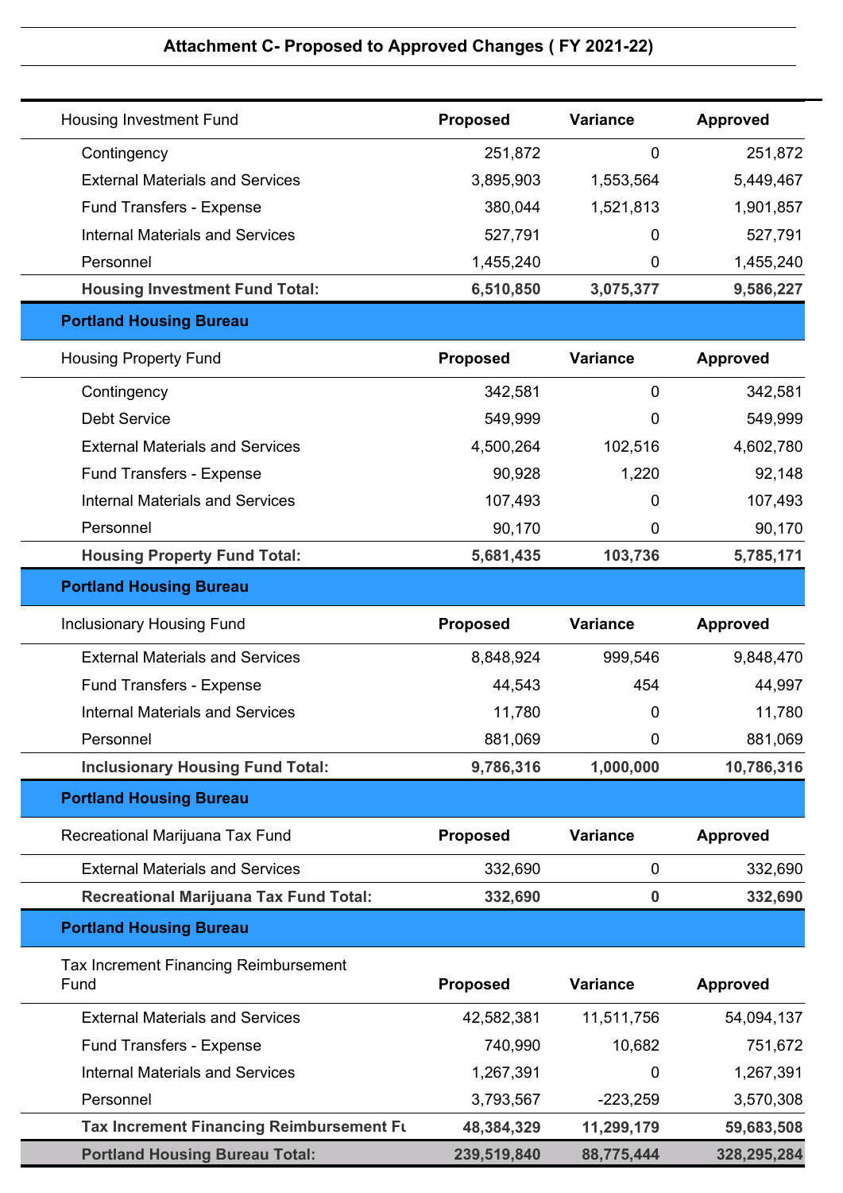## Attachment C- Proposed to Approved Changes ( FY 2021-22)

| Housing Investment Fund | Proposed | Variance | Approved |
|---|---|---|---|
| Contingency | 251,872 | 0 | 251,872 |
| External Materials and Services | 3,895,903 | 1,553,564 | 5,449,467 |
| Fund Transfers - Expense | 380,044 | 1,521,813 | 1,901,857 |
| Internal Materials and Services | 527,791 | 0 | 527,791 |
| Personnel | 1,455,240 | 0 | 1,455,240 |
| **Housing Investment Fund Total:** | **6,510,850** | **3,075,377** | **9,586,227** |

**Portland Housing Bureau**

| Housing Property Fund | Proposed | Variance | Approved |
|---|---|---|---|
| Contingency | 342,581 | 0 | 342,581 |
| Debt Service | 549,999 | 0 | 549,999 |
| External Materials and Services | 4,500,264 | 102,516 | 4,602,780 |
| Fund Transfers - Expense | 90,928 | 1,220 | 92,148 |
| Internal Materials and Services | 107,493 | 0 | 107,493 |
| Personnel | 90,170 | 0 | 90,170 |
| **Housing Property Fund Total:** | **5,681,435** | **103,736** | **5,785,171** |

**Portland Housing Bureau**

| Inclusionary Housing Fund | Proposed | Variance | Approved |
|---|---|---|---|
| External Materials and Services | 8,848,924 | 999,546 | 9,848,470 |
| Fund Transfers - Expense | 44,543 | 454 | 44,997 |
| Internal Materials and Services | 11,780 | 0 | 11,780 |
| Personnel | 881,069 | 0 | 881,069 |
| **Inclusionary Housing Fund Total:** | **9,786,316** | **1,000,000** | **10,786,316** |

**Portland Housing Bureau**

| Recreational Marijuana Tax Fund | Proposed | Variance | Approved |
|---|---|---|---|
| External Materials and Services | 332,690 | 0 | 332,690 |
| **Recreational Marijuana Tax Fund Total:** | **332,690** | **0** | **332,690** |

**Portland Housing Bureau**

| Tax Increment Financing Reimbursement Fund | Proposed | Variance | Approved |
|---|---|---|---|
| External Materials and Services | 42,582,381 | 11,511,756 | 54,094,137 |
| Fund Transfers - Expense | 740,990 | 10,682 | 751,672 |
| Internal Materials and Services | 1,267,391 | 0 | 1,267,391 |
| Personnel | 3,793,567 | -223,259 | 3,570,308 |
| **Tax Increment Financing Reimbursement Fu** | **48,384,329** | **11,299,179** | **59,683,508** |
| **Portland Housing Bureau Total:** | **239,519,840** | **88,775,444** | **328,295,284** |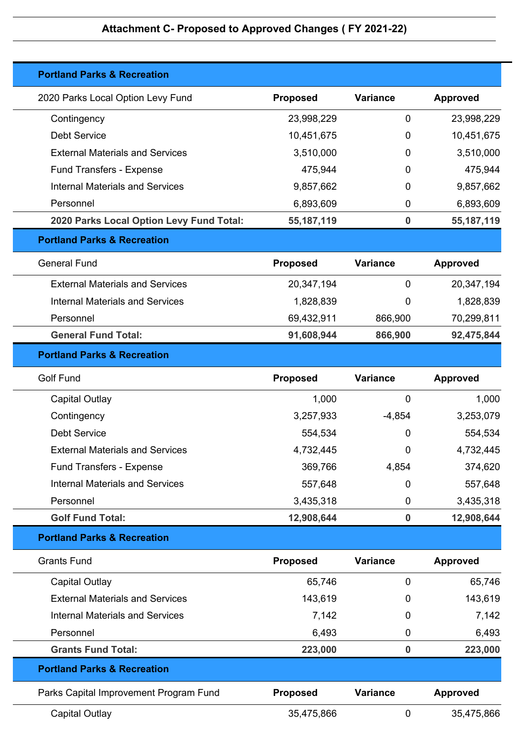## Attachment C- Proposed to Approved Changes ( FY 2021-22)

### Portland Parks & Recreation

| 2020 Parks Local Option Levy Fund | Proposed | Variance | Approved |
|---|---|---|---|
| Contingency | 23,998,229 | 0 | 23,998,229 |
| Debt Service | 10,451,675 | 0 | 10,451,675 |
| External Materials and Services | 3,510,000 | 0 | 3,510,000 |
| Fund Transfers - Expense | 475,944 | 0 | 475,944 |
| Internal Materials and Services | 9,857,662 | 0 | 9,857,662 |
| Personnel | 6,893,609 | 0 | 6,893,609 |
| **2020 Parks Local Option Levy Fund Total:** | **55,187,119** | **0** | **55,187,119** |

### Portland Parks & Recreation

| General Fund | Proposed | Variance | Approved |
|---|---|---|---|
| External Materials and Services | 20,347,194 | 0 | 20,347,194 |
| Internal Materials and Services | 1,828,839 | 0 | 1,828,839 |
| Personnel | 69,432,911 | 866,900 | 70,299,811 |
| **General Fund Total:** | **91,608,944** | **866,900** | **92,475,844** |

### Portland Parks & Recreation

| Golf Fund | Proposed | Variance | Approved |
|---|---|---|---|
| Capital Outlay | 1,000 | 0 | 1,000 |
| Contingency | 3,257,933 | -4,854 | 3,253,079 |
| Debt Service | 554,534 | 0 | 554,534 |
| External Materials and Services | 4,732,445 | 0 | 4,732,445 |
| Fund Transfers - Expense | 369,766 | 4,854 | 374,620 |
| Internal Materials and Services | 557,648 | 0 | 557,648 |
| Personnel | 3,435,318 | 0 | 3,435,318 |
| **Golf Fund Total:** | **12,908,644** | **0** | **12,908,644** |

### Portland Parks & Recreation

| Grants Fund | Proposed | Variance | Approved |
|---|---|---|---|
| Capital Outlay | 65,746 | 0 | 65,746 |
| External Materials and Services | 143,619 | 0 | 143,619 |
| Internal Materials and Services | 7,142 | 0 | 7,142 |
| Personnel | 6,493 | 0 | 6,493 |
| **Grants Fund Total:** | **223,000** | **0** | **223,000** |

### Portland Parks & Recreation

| Parks Capital Improvement Program Fund | Proposed | Variance | Approved |
|---|---|---|---|
| Capital Outlay | 35,475,866 | 0 | 35,475,866 |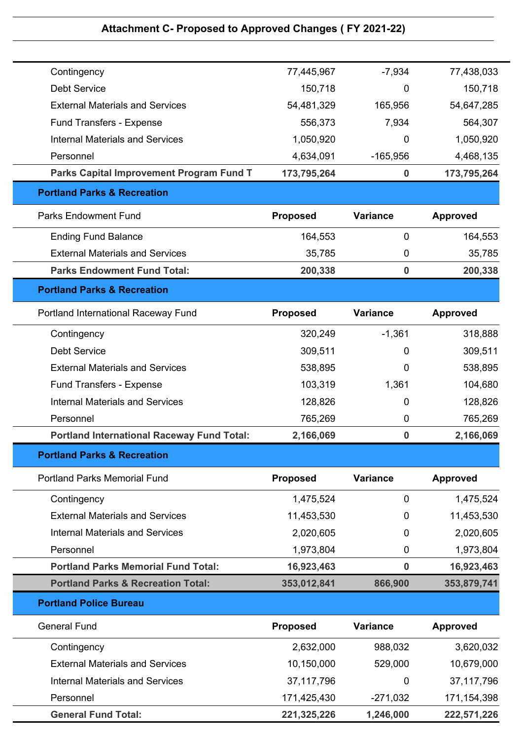## Attachment C- Proposed to Approved Changes ( FY 2021-22)

| | | | |
|---|---|---|---|
| Contingency | 77,445,967 | -7,934 | 77,438,033 |
| Debt Service | 150,718 | 0 | 150,718 |
| External Materials and Services | 54,481,329 | 165,956 | 54,647,285 |
| Fund Transfers - Expense | 556,373 | 7,934 | 564,307 |
| Internal Materials and Services | 1,050,920 | 0 | 1,050,920 |
| Personnel | 4,634,091 | -165,956 | 4,468,135 |
| **Parks Capital Improvement Program Fund T** | **173,795,264** | **0** | **173,795,264** |

**Portland Parks & Recreation**

| Parks Endowment Fund | Proposed | Variance | Approved |
|---|---|---|---|
| Ending Fund Balance | 164,553 | 0 | 164,553 |
| External Materials and Services | 35,785 | 0 | 35,785 |
| **Parks Endowment Fund Total:** | **200,338** | **0** | **200,338** |

**Portland Parks & Recreation**

| Portland International Raceway Fund | Proposed | Variance | Approved |
|---|---|---|---|
| Contingency | 320,249 | -1,361 | 318,888 |
| Debt Service | 309,511 | 0 | 309,511 |
| External Materials and Services | 538,895 | 0 | 538,895 |
| Fund Transfers - Expense | 103,319 | 1,361 | 104,680 |
| Internal Materials and Services | 128,826 | 0 | 128,826 |
| Personnel | 765,269 | 0 | 765,269 |
| **Portland International Raceway Fund Total:** | **2,166,069** | **0** | **2,166,069** |

**Portland Parks & Recreation**

| Portland Parks Memorial Fund | Proposed | Variance | Approved |
|---|---|---|---|
| Contingency | 1,475,524 | 0 | 1,475,524 |
| External Materials and Services | 11,453,530 | 0 | 11,453,530 |
| Internal Materials and Services | 2,020,605 | 0 | 2,020,605 |
| Personnel | 1,973,804 | 0 | 1,973,804 |
| **Portland Parks Memorial Fund Total:** | **16,923,463** | **0** | **16,923,463** |
| **Portland Parks & Recreation Total:** | **353,012,841** | **866,900** | **353,879,741** |

**Portland Police Bureau**

| General Fund | Proposed | Variance | Approved |
|---|---|---|---|
| Contingency | 2,632,000 | 988,032 | 3,620,032 |
| External Materials and Services | 10,150,000 | 529,000 | 10,679,000 |
| Internal Materials and Services | 37,117,796 | 0 | 37,117,796 |
| Personnel | 171,425,430 | -271,032 | 171,154,398 |
| **General Fund Total:** | **221,325,226** | **1,246,000** | **222,571,226** |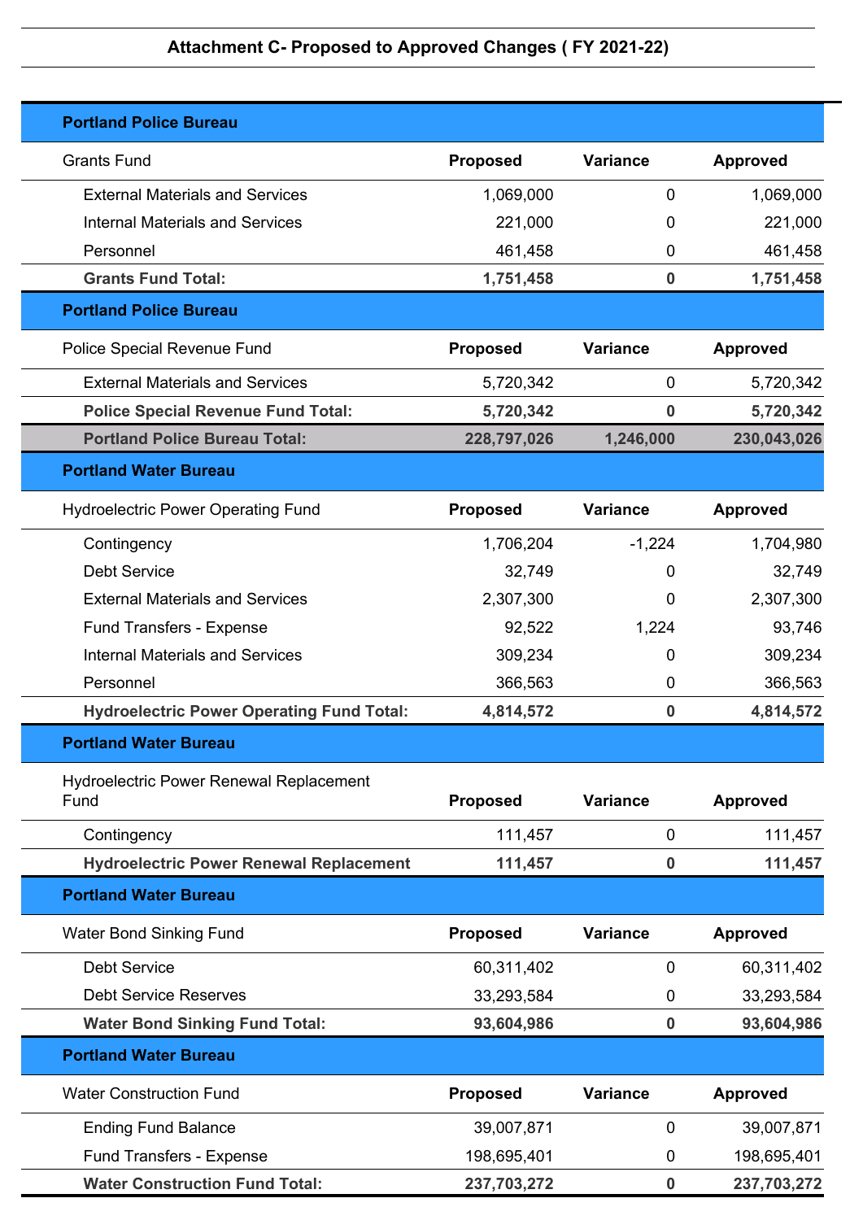## Attachment C- Proposed to Approved Changes ( FY 2021-22)

| Portland Police Bureau | | | |
|---|---|---|---|
| Grants Fund | **Proposed** | **Variance** | **Approved** |
| External Materials and Services | 1,069,000 | 0 | 1,069,000 |
| Internal Materials and Services | 221,000 | 0 | 221,000 |
| Personnel | 461,458 | 0 | 461,458 |
| **Grants Fund Total:** | **1,751,458** | **0** | **1,751,458** |

| Portland Police Bureau | | | |
|---|---|---|---|
| Police Special Revenue Fund | **Proposed** | **Variance** | **Approved** |
| External Materials and Services | 5,720,342 | 0 | 5,720,342 |
| **Police Special Revenue Fund Total:** | **5,720,342** | **0** | **5,720,342** |
| **Portland Police Bureau Total:** | **228,797,026** | **1,246,000** | **230,043,026** |

| Portland Water Bureau | | | |
|---|---|---|---|
| Hydroelectric Power Operating Fund | **Proposed** | **Variance** | **Approved** |
| Contingency | 1,706,204 | -1,224 | 1,704,980 |
| Debt Service | 32,749 | 0 | 32,749 |
| External Materials and Services | 2,307,300 | 0 | 2,307,300 |
| Fund Transfers - Expense | 92,522 | 1,224 | 93,746 |
| Internal Materials and Services | 309,234 | 0 | 309,234 |
| Personnel | 366,563 | 0 | 366,563 |
| **Hydroelectric Power Operating Fund Total:** | **4,814,572** | **0** | **4,814,572** |

| Portland Water Bureau | | | |
|---|---|---|---|
| Hydroelectric Power Renewal Replacement Fund | **Proposed** | **Variance** | **Approved** |
| Contingency | 111,457 | 0 | 111,457 |
| **Hydroelectric Power Renewal Replacement** | **111,457** | **0** | **111,457** |

| Portland Water Bureau | | | |
|---|---|---|---|
| Water Bond Sinking Fund | **Proposed** | **Variance** | **Approved** |
| Debt Service | 60,311,402 | 0 | 60,311,402 |
| Debt Service Reserves | 33,293,584 | 0 | 33,293,584 |
| **Water Bond Sinking Fund Total:** | **93,604,986** | **0** | **93,604,986** |

| Portland Water Bureau | | | |
|---|---|---|---|
| Water Construction Fund | **Proposed** | **Variance** | **Approved** |
| Ending Fund Balance | 39,007,871 | 0 | 39,007,871 |
| Fund Transfers - Expense | 198,695,401 | 0 | 198,695,401 |
| **Water Construction Fund Total:** | **237,703,272** | **0** | **237,703,272** |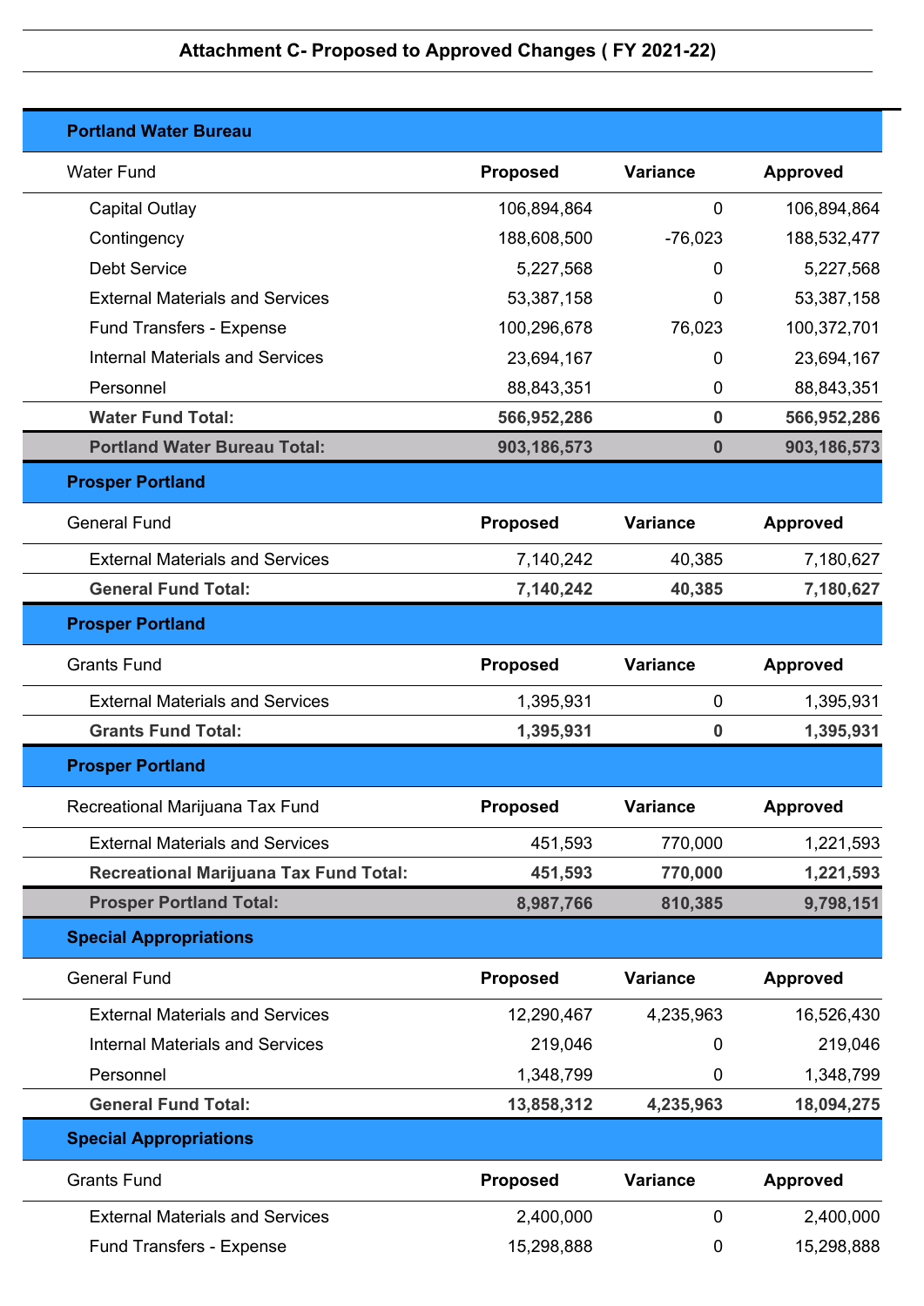### Attachment C- Proposed to Approved Changes ( FY 2021-22)

| Portland Water Bureau | | | |
|---|---|---|---|
| Water Fund | **Proposed** | **Variance** | **Approved** |
| Capital Outlay | 106,894,864 | 0 | 106,894,864 |
| Contingency | 188,608,500 | -76,023 | 188,532,477 |
| Debt Service | 5,227,568 | 0 | 5,227,568 |
| External Materials and Services | 53,387,158 | 0 | 53,387,158 |
| Fund Transfers - Expense | 100,296,678 | 76,023 | 100,372,701 |
| Internal Materials and Services | 23,694,167 | 0 | 23,694,167 |
| Personnel | 88,843,351 | 0 | 88,843,351 |
| **Water Fund Total:** | **566,952,286** | **0** | **566,952,286** |
| **Portland Water Bureau Total:** | **903,186,573** | **0** | **903,186,573** |

| Prosper Portland | | | |
|---|---|---|---|
| General Fund | **Proposed** | **Variance** | **Approved** |
| External Materials and Services | 7,140,242 | 40,385 | 7,180,627 |
| **General Fund Total:** | **7,140,242** | **40,385** | **7,180,627** |

| Prosper Portland | | | |
|---|---|---|---|
| Grants Fund | **Proposed** | **Variance** | **Approved** |
| External Materials and Services | 1,395,931 | 0 | 1,395,931 |
| **Grants Fund Total:** | **1,395,931** | **0** | **1,395,931** |

| Prosper Portland | | | |
|---|---|---|---|
| Recreational Marijuana Tax Fund | **Proposed** | **Variance** | **Approved** |
| External Materials and Services | 451,593 | 770,000 | 1,221,593 |
| **Recreational Marijuana Tax Fund Total:** | **451,593** | **770,000** | **1,221,593** |
| **Prosper Portland Total:** | **8,987,766** | **810,385** | **9,798,151** |

| Special Appropriations | | | |
|---|---|---|---|
| General Fund | **Proposed** | **Variance** | **Approved** |
| External Materials and Services | 12,290,467 | 4,235,963 | 16,526,430 |
| Internal Materials and Services | 219,046 | 0 | 219,046 |
| Personnel | 1,348,799 | 0 | 1,348,799 |
| **General Fund Total:** | **13,858,312** | **4,235,963** | **18,094,275** |

| Special Appropriations | | | |
|---|---|---|---|
| Grants Fund | **Proposed** | **Variance** | **Approved** |
| External Materials and Services | 2,400,000 | 0 | 2,400,000 |
| Fund Transfers - Expense | 15,298,888 | 0 | 15,298,888 |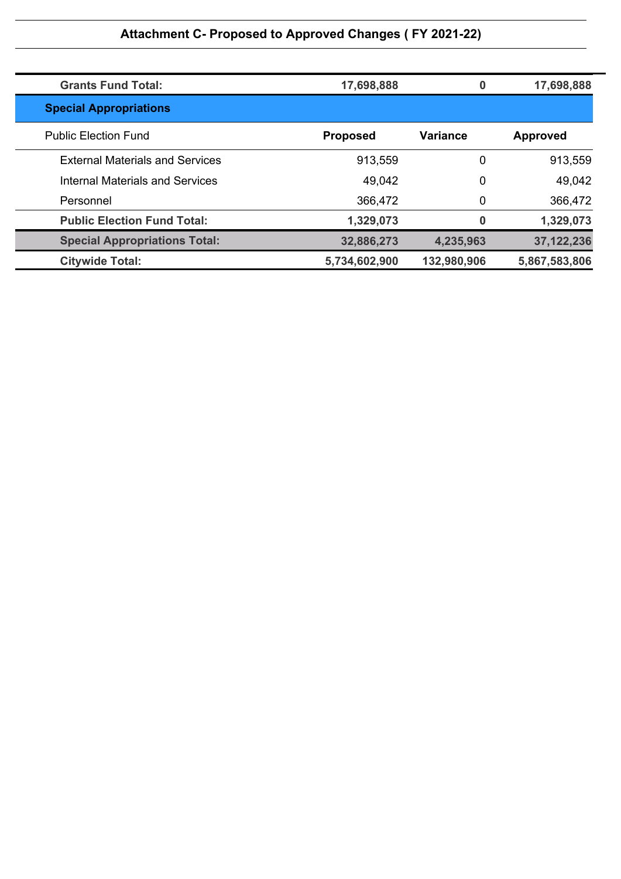## Attachment C- Proposed to Approved Changes ( FY 2021-22)

| | | | |
|---|---|---|---|
| **Grants Fund Total:** | **17,698,888** | **0** | **17,698,888** |
| **Special Appropriations** | | | |
| Public Election Fund | **Proposed** | **Variance** | **Approved** |
| External Materials and Services | 913,559 | 0 | 913,559 |
| Internal Materials and Services | 49,042 | 0 | 49,042 |
| Personnel | 366,472 | 0 | 366,472 |
| **Public Election Fund Total:** | **1,329,073** | **0** | **1,329,073** |
| **Special Appropriations Total:** | **32,886,273** | **4,235,963** | **37,122,236** |
| **Citywide Total:** | **5,734,602,900** | **132,980,906** | **5,867,583,806** |